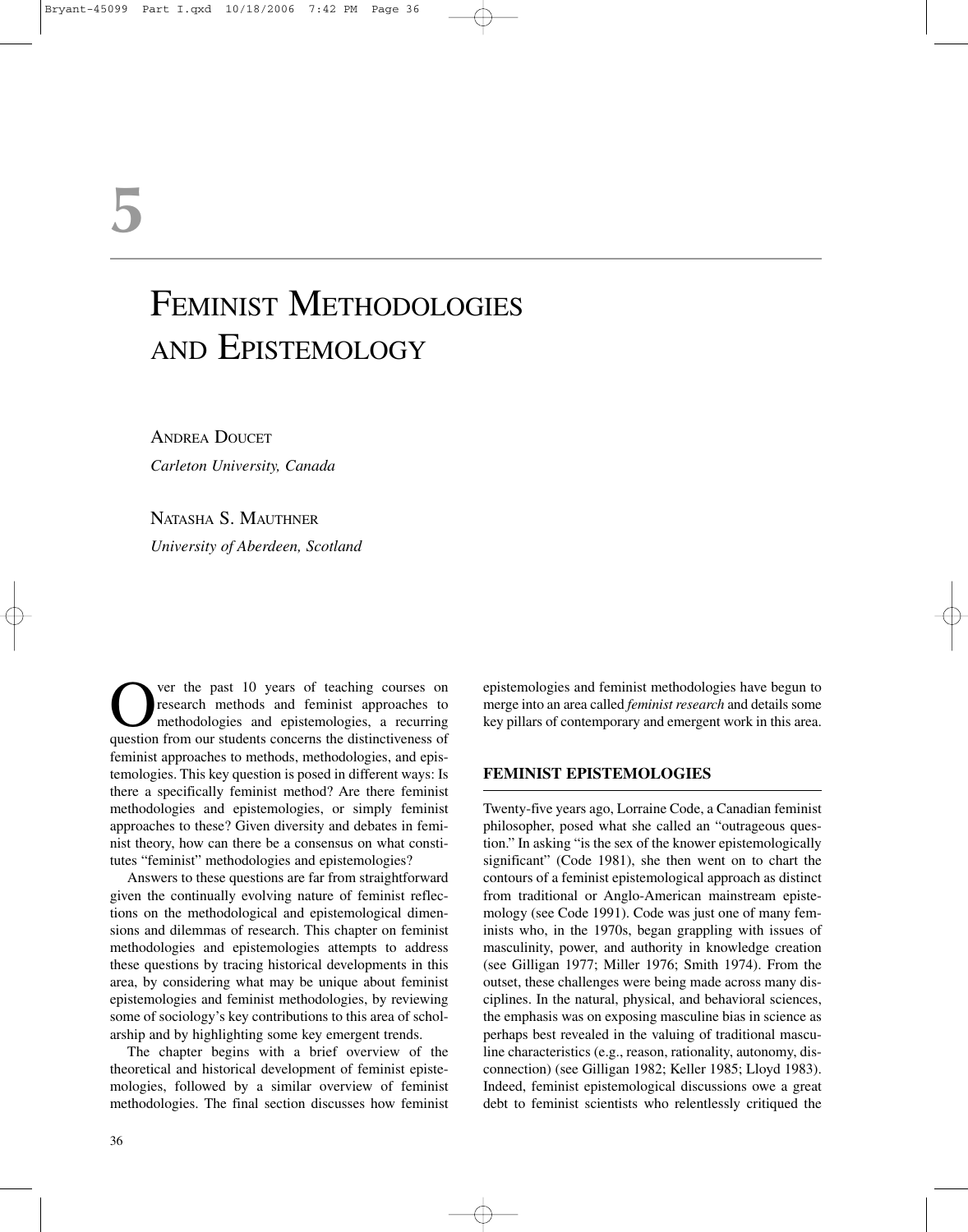# 5

# Feminist Methodologies and Epistemology

Andrea Doucet

*Carleton University, Canada*

Natasha S. Mauthner

*University of Aberdeen, Scotland*

Over the past 10 years of teaching courses on research methods and feminist approaches to methodologies and epistemologies, a recurring question from our students concerns the distinctiveness of feminist approaches to methods, methodologies, and epistemologies. This key question is posed in different ways: Is there a specifically feminist method? Are there feminist methodologies and epistemologies, or simply feminist approaches to these? Given diversity and debates in feminist theory, how can there be a consensus on what constitutes "feminist" methodologies and epistemologies?

Answers to these questions are far from straightforward given the continually evolving nature of feminist reflections on the methodological and epistemological dimensions and dilemmas of research. This chapter on feminist methodologies and epistemologies attempts to address these questions by tracing historical developments in this area, by considering what may be unique about feminist epistemologies and feminist methodologies, by reviewing some of sociology's key contributions to this area of scholarship and by highlighting some key emergent trends.

The chapter begins with a brief overview of the theoretical and historical development of feminist epistemologies, followed by a similar overview of feminist methodologies. The final section discusses how feminist epistemologies and feminist methodologies have begun to merge into an area called *feminist research* and details some key pillars of contemporary and emergent work in this area.

## FEMINIST EPISTEMOLOGIES

Twenty-five years ago, Lorraine Code, a Canadian feminist philosopher, posed what she called an "outrageous question." In asking "is the sex of the knower epistemologically significant" (Code 1981), she then went on to chart the contours of a feminist epistemological approach as distinct from traditional or Anglo-American mainstream epistemology (see Code 1991). Code was just one of many feminists who, in the 1970s, began grappling with issues of masculinity, power, and authority in knowledge creation (see Gilligan 1977; Miller 1976; Smith 1974). From the outset, these challenges were being made across many disciplines. In the natural, physical, and behavioral sciences, the emphasis was on exposing masculine bias in science as perhaps best revealed in the valuing of traditional masculine characteristics (e.g., reason, rationality, autonomy, disconnection) (see Gilligan 1982; Keller 1985; Lloyd 1983). Indeed, feminist epistemological discussions owe a great debt to feminist scientists who relentlessly critiqued the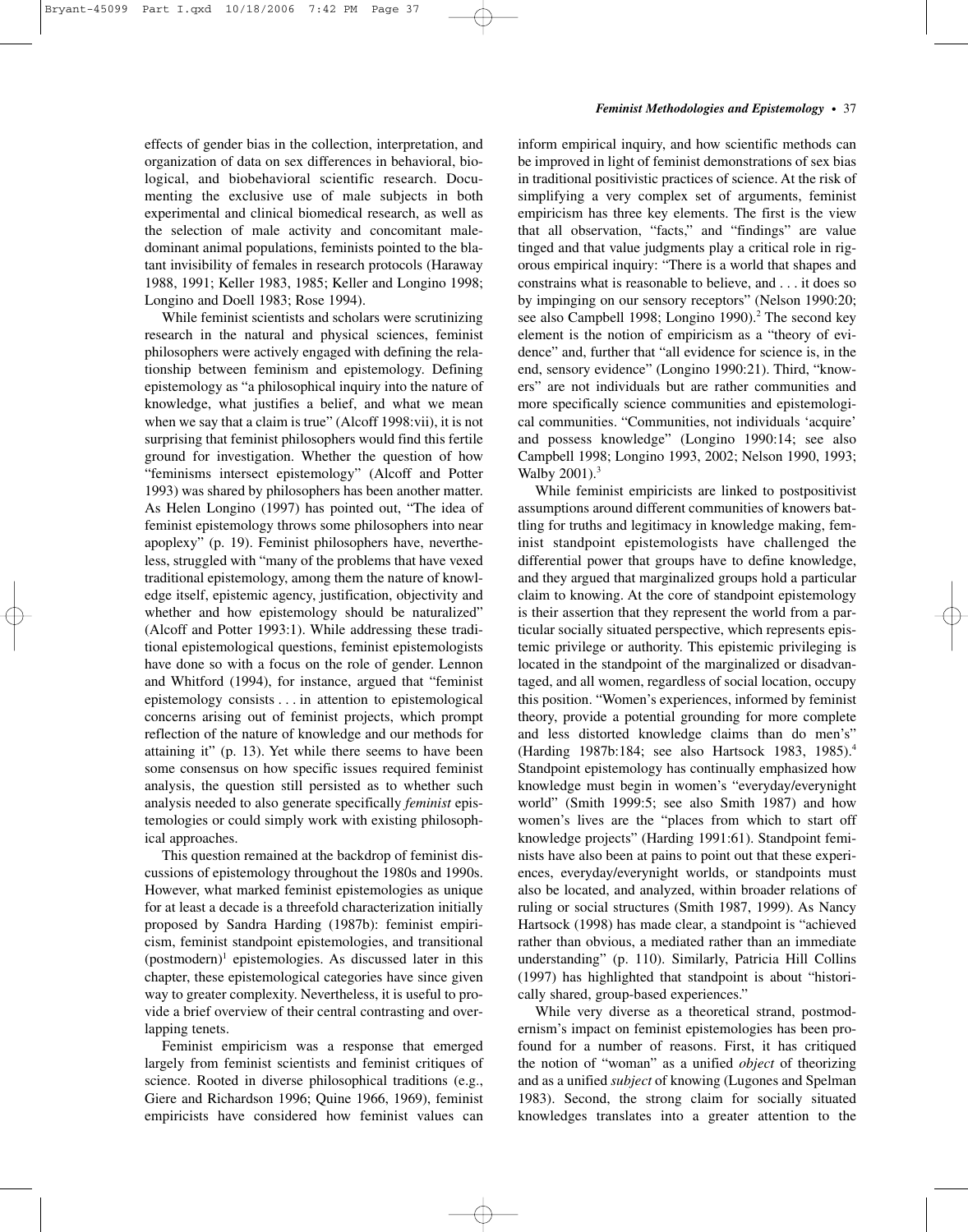effects of gender bias in the collection, interpretation, and organization of data on sex differences in behavioral, biological, and biobehavioral scientific research. Documenting the exclusive use of male subjects in both experimental and clinical biomedical research, as well as the selection of male activity and concomitant male-dominant animal populations, feminists pointed to the blatant invisibility of females in research protocols (Haraway 1988, 1991; Keller 1983, 1985; Keller and Longino 1998; Longino and Doell 1983; Rose 1994).

While feminist scientists and scholars were scrutinizing research in the natural and physical sciences, feminist philosophers were actively engaged with defining the relationship between feminism and epistemology. Defining epistemology as "a philosophical inquiry into the nature of knowledge, what justifies a belief, and what we mean when we say that a claim is true" (Alcoff 1998:vii), it is not surprising that feminist philosophers would find this fertile ground for investigation. Whether the question of how "feminisms intersect epistemology" (Alcoff and Potter 1993) was shared by philosophers has been another matter. As Helen Longino (1997) has pointed out, "The idea of feminist epistemology throws some philosophers into near apoplexy" (p. 19). Feminist philosophers have, nevertheless, struggled with "many of the problems that have vexed traditional epistemology, among them the nature of knowledge itself, epistemic agency, justification, objectivity and whether and how epistemology should be naturalized" (Alcoff and Potter 1993:1). While addressing these traditional epistemological questions, feminist epistemologists have done so with a focus on the role of gender. Lennon and Whitford (1994), for instance, argued that "feminist epistemology consists . . . in attention to epistemological concerns arising out of feminist projects, which prompt reflection of the nature of knowledge and our methods for attaining it" (p. 13). Yet while there seems to have been some consensus on how specific issues required feminist analysis, the question still persisted as to whether such analysis needed to also generate specifically *feminist* epistemologies or could simply work with existing philosophical approaches.

This question remained at the backdrop of feminist discussions of epistemology throughout the 1980s and 1990s. However, what marked feminist epistemologies as unique for at least a decade is a threefold characterization initially proposed by Sandra Harding (1987b): feminist empiricism, feminist standpoint epistemologies, and transitional (postmodern)[1] epistemologies. As discussed later in this chapter, these epistemological categories have since given way to greater complexity. Nevertheless, it is useful to provide a brief overview of their central contrasting and overlapping tenets.

Feminist empiricism was a response that emerged largely from feminist scientists and feminist critiques of science. Rooted in diverse philosophical traditions (e.g., Giere and Richardson 1996; Quine 1966, 1969), feminist empiricists have considered how feminist values can inform empirical inquiry, and how scientific methods can be improved in light of feminist demonstrations of sex bias in traditional positivistic practices of science. At the risk of simplifying a very complex set of arguments, feminist empiricism has three key elements. The first is the view that all observation, "facts," and "findings" are value tinged and that value judgments play a critical role in rigorous empirical inquiry: "There is a world that shapes and constrains what is reasonable to believe, and . . . it does so by impinging on our sensory receptors" (Nelson 1990:20; see also Campbell 1998; Longino 1990).[2] The second key element is the notion of empiricism as a "theory of evidence" and, further that "all evidence for science is, in the end, sensory evidence" (Longino 1990:21). Third, "knowers" are not individuals but are rather communities and more specifically science communities and epistemological communities. "Communities, not individuals 'acquire' and possess knowledge" (Longino 1990:14; see also Campbell 1998; Longino 1993, 2002; Nelson 1990, 1993; Walby 2001).[3]

While feminist empiricists are linked to postpositivist assumptions around different communities of knowers battling for truths and legitimacy in knowledge making, feminist standpoint epistemologists have challenged the differential power that groups have to define knowledge, and they argued that marginalized groups hold a particular claim to knowing. At the core of standpoint epistemology is their assertion that they represent the world from a particular socially situated perspective, which represents epistemic privilege or authority. This epistemic privileging is located in the standpoint of the marginalized or disadvantaged, and all women, regardless of social location, occupy this position. "Women's experiences, informed by feminist theory, provide a potential grounding for more complete and less distorted knowledge claims than do men's" (Harding 1987b:184; see also Hartsock 1983, 1985).[4] Standpoint epistemology has continually emphasized how knowledge must begin in women's "everyday/everynight world" (Smith 1999:5; see also Smith 1987) and how women's lives are the "places from which to start off knowledge projects" (Harding 1991:61). Standpoint feminists have also been at pains to point out that these experiences, everyday/everynight worlds, or standpoints must also be located, and analyzed, within broader relations of ruling or social structures (Smith 1987, 1999). As Nancy Hartsock (1998) has made clear, a standpoint is "achieved rather than obvious, a mediated rather than an immediate understanding" (p. 110). Similarly, Patricia Hill Collins (1997) has highlighted that standpoint is about "historically shared, group-based experiences."

While very diverse as a theoretical strand, postmodernism's impact on feminist epistemologies has been profound for a number of reasons. First, it has critiqued the notion of "woman" as a unified *object* of theorizing and as a unified *subject* of knowing (Lugones and Spelman 1983). Second, the strong claim for socially situated knowledges translates into a greater attention to the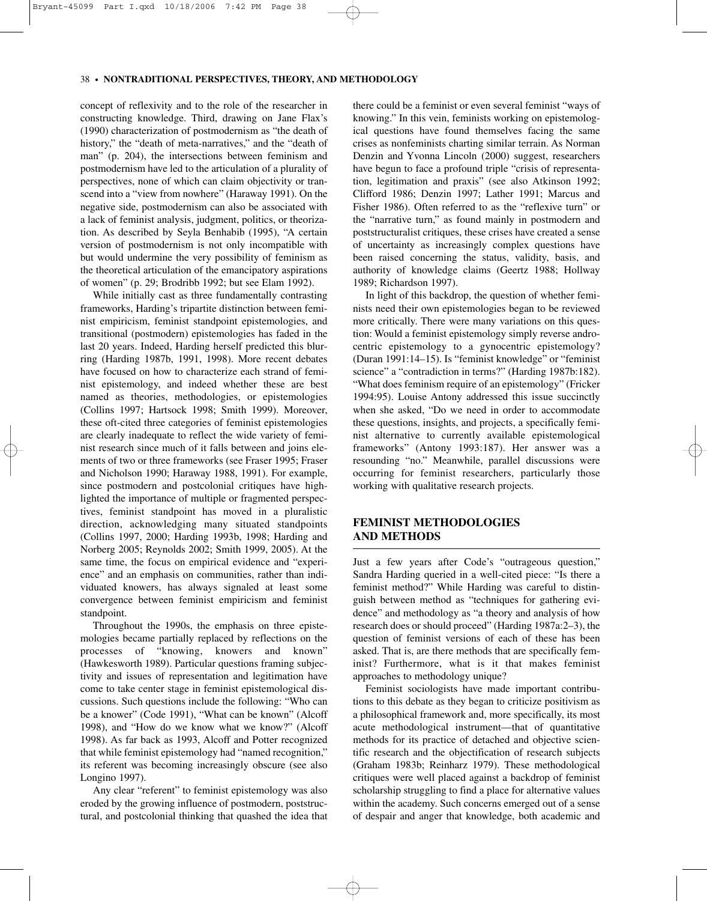concept of reflexivity and to the role of the researcher in constructing knowledge. Third, drawing on Jane Flax's (1990) characterization of postmodernism as "the death of history," the "death of meta-narratives," and the "death of man" (p. 204), the intersections between feminism and postmodernism have led to the articulation of a plurality of perspectives, none of which can claim objectivity or transcend into a "view from nowhere" (Haraway 1991). On the negative side, postmodernism can also be associated with a lack of feminist analysis, judgment, politics, or theorization. As described by Seyla Benhabib (1995), "A certain version of postmodernism is not only incompatible with but would undermine the very possibility of feminism as the theoretical articulation of the emancipatory aspirations of women" (p. 29; Brodribb 1992; but see Elam 1992).

While initially cast as three fundamentally contrasting frameworks, Harding's tripartite distinction between feminist empiricism, feminist standpoint epistemologies, and transitional (postmodern) epistemologies has faded in the last 20 years. Indeed, Harding herself predicted this blurring (Harding 1987b, 1991, 1998). More recent debates have focused on how to characterize each strand of feminist epistemology, and indeed whether these are best named as theories, methodologies, or epistemologies (Collins 1997; Hartsock 1998; Smith 1999). Moreover, these oft-cited three categories of feminist epistemologies are clearly inadequate to reflect the wide variety of feminist research since much of it falls between and joins elements of two or three frameworks (see Fraser 1995; Fraser and Nicholson 1990; Haraway 1988, 1991). For example, since postmodern and postcolonial critiques have highlighted the importance of multiple or fragmented perspectives, feminist standpoint has moved in a pluralistic direction, acknowledging many situated standpoints (Collins 1997, 2000; Harding 1993b, 1998; Harding and Norberg 2005; Reynolds 2002; Smith 1999, 2005). At the same time, the focus on empirical evidence and "experience" and an emphasis on communities, rather than individuated knowers, has always signaled at least some convergence between feminist empiricism and feminist standpoint.

Throughout the 1990s, the emphasis on three epistemologies became partially replaced by reflections on the processes of "knowing, knowers and known" (Hawkesworth 1989). Particular questions framing subjectivity and issues of representation and legitimation have come to take center stage in feminist epistemological discussions. Such questions include the following: "Who can be a knower" (Code 1991), "What can be known" (Alcoff 1998), and "How do we know what we know?" (Alcoff 1998). As far back as 1993, Alcoff and Potter recognized that while feminist epistemology had "named recognition," its referent was becoming increasingly obscure (see also Longino 1997).

Any clear "referent" to feminist epistemology was also eroded by the growing influence of postmodern, poststructural, and postcolonial thinking that quashed the idea that there could be a feminist or even several feminist "ways of knowing." In this vein, feminists working on epistemological questions have found themselves facing the same crises as nonfeminists charting similar terrain. As Norman Denzin and Yvonna Lincoln (2000) suggest, researchers have begun to face a profound triple "crisis of representation, legitimation and praxis" (see also Atkinson 1992; Clifford 1986; Denzin 1997; Lather 1991; Marcus and Fisher 1986). Often referred to as the "reflexive turn" or the "narrative turn," as found mainly in postmodern and poststructuralist critiques, these crises have created a sense of uncertainty as increasingly complex questions have been raised concerning the status, validity, basis, and authority of knowledge claims (Geertz 1988; Hollway 1989; Richardson 1997).

In light of this backdrop, the question of whether feminists need their own epistemologies began to be reviewed more critically. There were many variations on this question: Would a feminist epistemology simply reverse androcentric epistemology to a gynocentric epistemology? (Duran 1991:14–15). Is "feminist knowledge" or "feminist science" a "contradiction in terms?" (Harding 1987b:182). "What does feminism require of an epistemology" (Fricker 1994:95). Louise Antony addressed this issue succinctly when she asked, "Do we need in order to accommodate these questions, insights, and projects, a specifically feminist alternative to currently available epistemological frameworks" (Antony 1993:187). Her answer was a resounding "no." Meanwhile, parallel discussions were occurring for feminist researchers, particularly those working with qualitative research projects.

## FEMINIST METHODOLOGIES AND METHODS

Just a few years after Code's "outrageous question," Sandra Harding queried in a well-cited piece: "Is there a feminist method?" While Harding was careful to distinguish between method as "techniques for gathering evidence" and methodology as "a theory and analysis of how research does or should proceed" (Harding 1987a:2–3), the question of feminist versions of each of these has been asked. That is, are there methods that are specifically feminist? Furthermore, what is it that makes feminist approaches to methodology unique?

Feminist sociologists have made important contributions to this debate as they began to criticize positivism as a philosophical framework and, more specifically, its most acute methodological instrument—that of quantitative methods for its practice of detached and objective scientific research and the objectification of research subjects (Graham 1983b; Reinharz 1979). These methodological critiques were well placed against a backdrop of feminist scholarship struggling to find a place for alternative values within the academy. Such concerns emerged out of a sense of despair and anger that knowledge, both academic and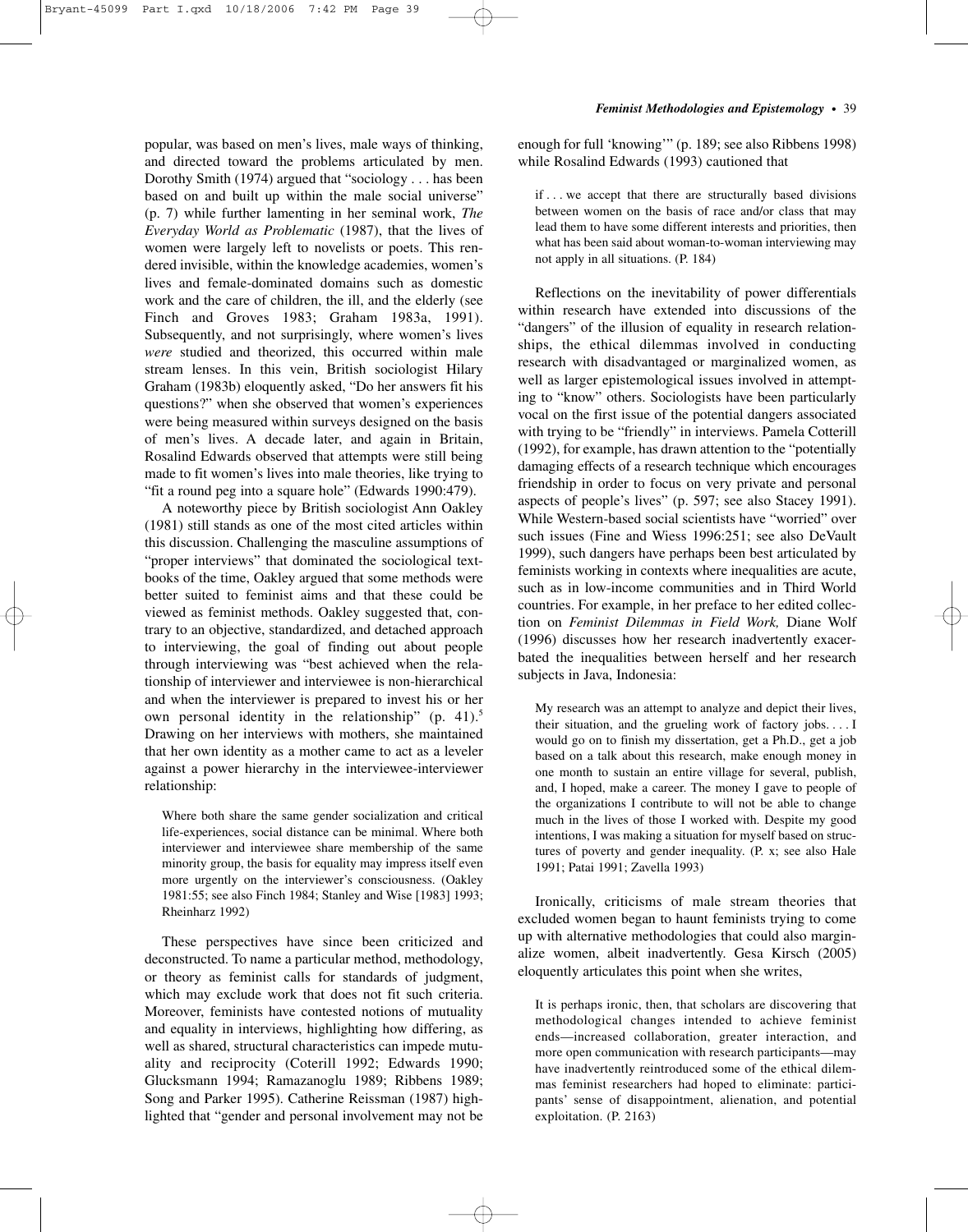popular, was based on men's lives, male ways of thinking, and directed toward the problems articulated by men. Dorothy Smith (1974) argued that "sociology . . . has been based on and built up within the male social universe" (p. 7) while further lamenting in her seminal work, *The Everyday World as Problematic* (1987), that the lives of women were largely left to novelists or poets. This rendered invisible, within the knowledge academies, women's lives and female-dominated domains such as domestic work and the care of children, the ill, and the elderly (see Finch and Groves 1983; Graham 1983a, 1991). Subsequently, and not surprisingly, where women's lives *were* studied and theorized, this occurred within male stream lenses. In this vein, British sociologist Hilary Graham (1983b) eloquently asked, "Do her answers fit his questions?" when she observed that women's experiences were being measured within surveys designed on the basis of men's lives. A decade later, and again in Britain, Rosalind Edwards observed that attempts were still being made to fit women's lives into male theories, like trying to "fit a round peg into a square hole" (Edwards 1990:479).

A noteworthy piece by British sociologist Ann Oakley (1981) still stands as one of the most cited articles within this discussion. Challenging the masculine assumptions of "proper interviews" that dominated the sociological textbooks of the time, Oakley argued that some methods were better suited to feminist aims and that these could be viewed as feminist methods. Oakley suggested that, contrary to an objective, standardized, and detached approach to interviewing, the goal of finding out about people through interviewing was "best achieved when the relationship of interviewer and interviewee is non-hierarchical and when the interviewer is prepared to invest his or her own personal identity in the relationship" (p. 41).[5] Drawing on her interviews with mothers, she maintained that her own identity as a mother came to act as a leveler against a power hierarchy in the interviewee-interviewer relationship:

> Where both share the same gender socialization and critical life-experiences, social distance can be minimal. Where both interviewer and interviewee share membership of the same minority group, the basis for equality may impress itself even more urgently on the interviewer's consciousness. (Oakley 1981:55; see also Finch 1984; Stanley and Wise [1983] 1993; Rheinharz 1992)

These perspectives have since been criticized and deconstructed. To name a particular method, methodology, or theory as feminist calls for standards of judgment, which may exclude work that does not fit such criteria. Moreover, feminists have contested notions of mutuality and equality in interviews, highlighting how differing, as well as shared, structural characteristics can impede mutuality and reciprocity (Coterill 1992; Edwards 1990; Glucksmann 1994; Ramazanoglu 1989; Ribbens 1989; Song and Parker 1995). Catherine Reissman (1987) highlighted that "gender and personal involvement may not be enough for full 'knowing'" (p. 189; see also Ribbens 1998) while Rosalind Edwards (1993) cautioned that

> if . . . we accept that there are structurally based divisions between women on the basis of race and/or class that may lead them to have some different interests and priorities, then what has been said about woman-to-woman interviewing may not apply in all situations. (P. 184)

Reflections on the inevitability of power differentials within research have extended into discussions of the "dangers" of the illusion of equality in research relationships, the ethical dilemmas involved in conducting research with disadvantaged or marginalized women, as well as larger epistemological issues involved in attempting to "know" others. Sociologists have been particularly vocal on the first issue of the potential dangers associated with trying to be "friendly" in interviews. Pamela Cotterill (1992), for example, has drawn attention to the "potentially damaging effects of a research technique which encourages friendship in order to focus on very private and personal aspects of people's lives" (p. 597; see also Stacey 1991). While Western-based social scientists have "worried" over such issues (Fine and Wiess 1996:251; see also DeVault 1999), such dangers have perhaps been best articulated by feminists working in contexts where inequalities are acute, such as in low-income communities and in Third World countries. For example, in her preface to her edited collection on *Feminist Dilemmas in Field Work,* Diane Wolf (1996) discusses how her research inadvertently exacerbated the inequalities between herself and her research subjects in Java, Indonesia:

> My research was an attempt to analyze and depict their lives, their situation, and the grueling work of factory jobs. . . . I would go on to finish my dissertation, get a Ph.D., get a job based on a talk about this research, make enough money in one month to sustain an entire village for several, publish, and, I hoped, make a career. The money I gave to people of the organizations I contribute to will not be able to change much in the lives of those I worked with. Despite my good intentions, I was making a situation for myself based on structures of poverty and gender inequality. (P. x; see also Hale 1991; Patai 1991; Zavella 1993)

Ironically, criticisms of male stream theories that excluded women began to haunt feminists trying to come up with alternative methodologies that could also marginalize women, albeit inadvertently. Gesa Kirsch (2005) eloquently articulates this point when she writes,

> It is perhaps ironic, then, that scholars are discovering that methodological changes intended to achieve feminist ends—increased collaboration, greater interaction, and more open communication with research participants—may have inadvertently reintroduced some of the ethical dilemmas feminist researchers had hoped to eliminate: participants' sense of disappointment, alienation, and potential exploitation. (P. 2163)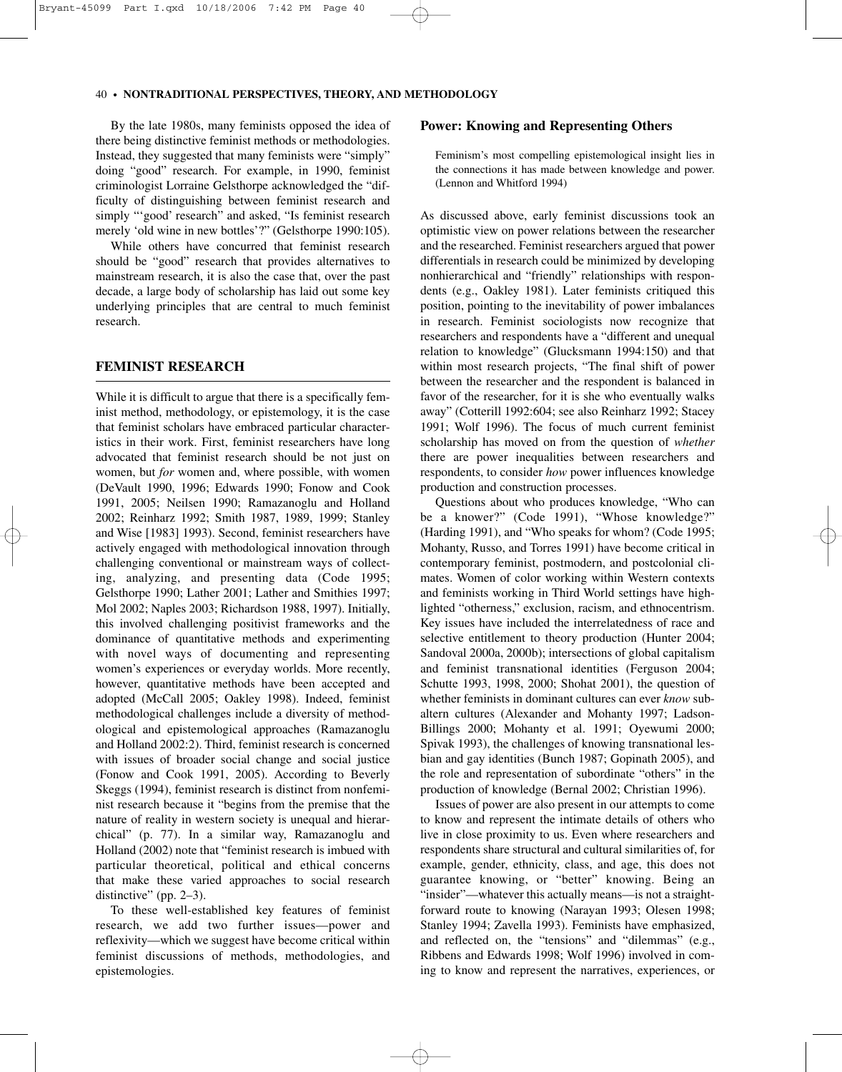By the late 1980s, many feminists opposed the idea of there being distinctive feminist methods or methodologies. Instead, they suggested that many feminists were "simply" doing "good" research. For example, in 1990, feminist criminologist Lorraine Gelsthorpe acknowledged the "difficulty of distinguishing between feminist research and simply "'good' research" and asked, "Is feminist research merely 'old wine in new bottles'?" (Gelsthorpe 1990:105).

While others have concurred that feminist research should be "good" research that provides alternatives to mainstream research, it is also the case that, over the past decade, a large body of scholarship has laid out some key underlying principles that are central to much feminist research.

## FEMINIST RESEARCH

While it is difficult to argue that there is a specifically feminist method, methodology, or epistemology, it is the case that feminist scholars have embraced particular characteristics in their work. First, feminist researchers have long advocated that feminist research should be not just on women, but *for* women and, where possible, with women (DeVault 1990, 1996; Edwards 1990; Fonow and Cook 1991, 2005; Neilsen 1990; Ramazanoglu and Holland 2002; Reinharz 1992; Smith 1987, 1989, 1999; Stanley and Wise [1983] 1993). Second, feminist researchers have actively engaged with methodological innovation through challenging conventional or mainstream ways of collecting, analyzing, and presenting data (Code 1995; Gelsthorpe 1990; Lather 2001; Lather and Smithies 1997; Mol 2002; Naples 2003; Richardson 1988, 1997). Initially, this involved challenging positivist frameworks and the dominance of quantitative methods and experimenting with novel ways of documenting and representing women's experiences or everyday worlds. More recently, however, quantitative methods have been accepted and adopted (McCall 2005; Oakley 1998). Indeed, feminist methodological challenges include a diversity of methodological and epistemological approaches (Ramazanoglu and Holland 2002:2). Third, feminist research is concerned with issues of broader social change and social justice (Fonow and Cook 1991, 2005). According to Beverly Skeggs (1994), feminist research is distinct from nonfeminist research because it "begins from the premise that the nature of reality in western society is unequal and hierarchical" (p. 77). In a similar way, Ramazanoglu and Holland (2002) note that "feminist research is imbued with particular theoretical, political and ethical concerns that make these varied approaches to social research distinctive" (pp. 2–3).

To these well-established key features of feminist research, we add two further issues—power and reflexivity—which we suggest have become critical within feminist discussions of methods, methodologies, and epistemologies.

### Power: Knowing and Representing Others

> Feminism's most compelling epistemological insight lies in the connections it has made between knowledge and power. (Lennon and Whitford 1994)

As discussed above, early feminist discussions took an optimistic view on power relations between the researcher and the researched. Feminist researchers argued that power differentials in research could be minimized by developing nonhierarchical and "friendly" relationships with respondents (e.g., Oakley 1981). Later feminists critiqued this position, pointing to the inevitability of power imbalances in research. Feminist sociologists now recognize that researchers and respondents have a "different and unequal relation to knowledge" (Glucksmann 1994:150) and that within most research projects, "The final shift of power between the researcher and the respondent is balanced in favor of the researcher, for it is she who eventually walks away" (Cotterill 1992:604; see also Reinharz 1992; Stacey 1991; Wolf 1996). The focus of much current feminist scholarship has moved on from the question of *whether* there are power inequalities between researchers and respondents, to consider *how* power influences knowledge production and construction processes.

Questions about who produces knowledge, "Who can be a knower?" (Code 1991), "Whose knowledge?" (Harding 1991), and "Who speaks for whom? (Code 1995; Mohanty, Russo, and Torres 1991) have become critical in contemporary feminist, postmodern, and postcolonial climates. Women of color working within Western contexts and feminists working in Third World settings have highlighted "otherness," exclusion, racism, and ethnocentrism. Key issues have included the interrelatedness of race and selective entitlement to theory production (Hunter 2004; Sandoval 2000a, 2000b); intersections of global capitalism and feminist transnational identities (Ferguson 2004; Schutte 1993, 1998, 2000; Shohat 2001), the question of whether feminists in dominant cultures can ever *know* subaltern cultures (Alexander and Mohanty 1997; Ladson-Billings 2000; Mohanty et al. 1991; Oyewumi 2000; Spivak 1993), the challenges of knowing transnational lesbian and gay identities (Bunch 1987; Gopinath 2005), and the role and representation of subordinate "others" in the production of knowledge (Bernal 2002; Christian 1996).

Issues of power are also present in our attempts to come to know and represent the intimate details of others who live in close proximity to us. Even where researchers and respondents share structural and cultural similarities of, for example, gender, ethnicity, class, and age, this does not guarantee knowing, or "better" knowing. Being an "insider"—whatever this actually means—is not a straightforward route to knowing (Narayan 1993; Olesen 1998; Stanley 1994; Zavella 1993). Feminists have emphasized, and reflected on, the "tensions" and "dilemmas" (e.g., Ribbens and Edwards 1998; Wolf 1996) involved in coming to know and represent the narratives, experiences, or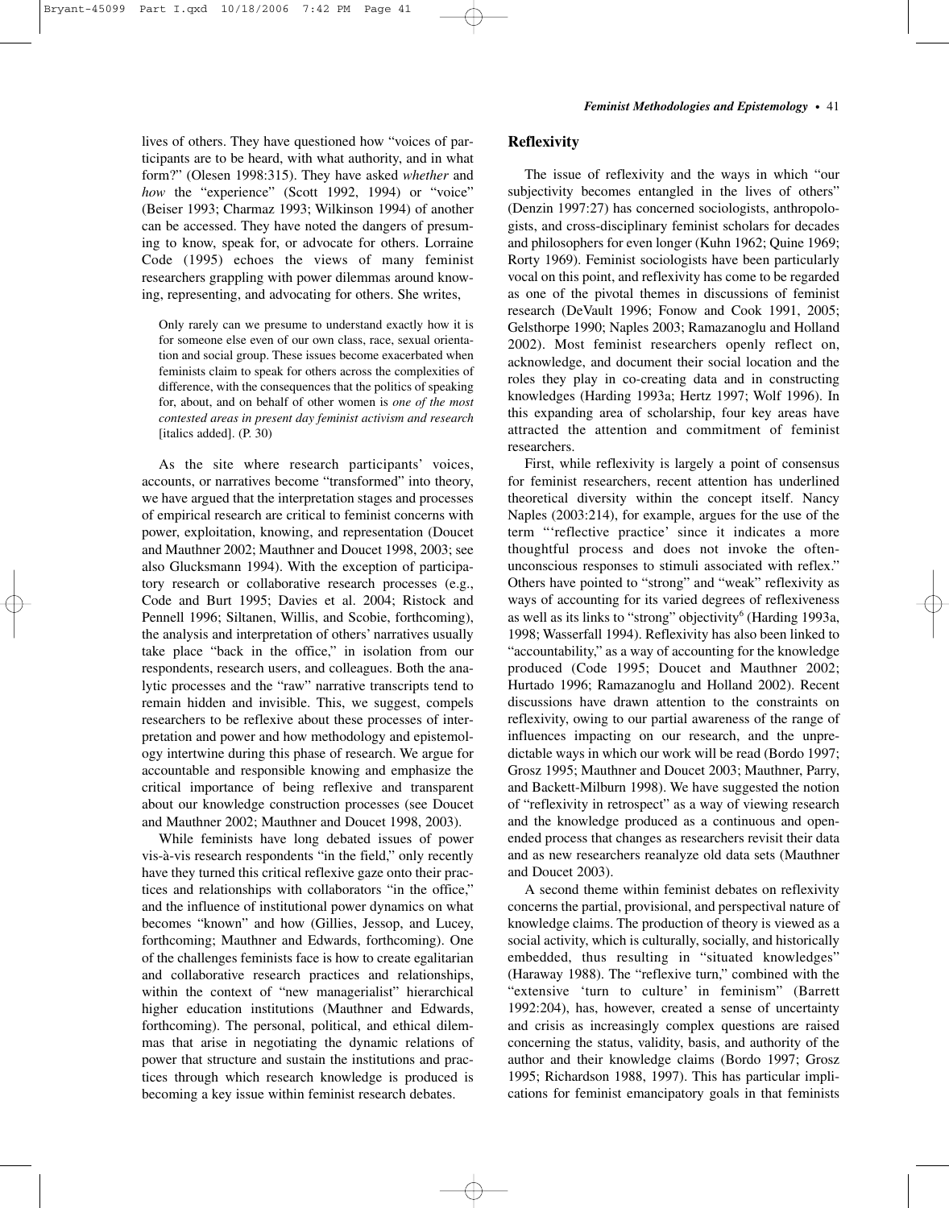lives of others. They have questioned how "voices of participants are to be heard, with what authority, and in what form?" (Olesen 1998:315). They have asked *whether* and *how* the "experience" (Scott 1992, 1994) or "voice" (Beiser 1993; Charmaz 1993; Wilkinson 1994) of another can be accessed. They have noted the dangers of presuming to know, speak for, or advocate for others. Lorraine Code (1995) echoes the views of many feminist researchers grappling with power dilemmas around knowing, representing, and advocating for others. She writes,

> Only rarely can we presume to understand exactly how it is for someone else even of our own class, race, sexual orientation and social group. These issues become exacerbated when feminists claim to speak for others across the complexities of difference, with the consequences that the politics of speaking for, about, and on behalf of other women is *one of the most contested areas in present day feminist activism and research* [italics added]. (P. 30)

As the site where research participants' voices, accounts, or narratives become "transformed" into theory, we have argued that the interpretation stages and processes of empirical research are critical to feminist concerns with power, exploitation, knowing, and representation (Doucet and Mauthner 2002; Mauthner and Doucet 1998, 2003; see also Glucksmann 1994). With the exception of participatory research or collaborative research processes (e.g., Code and Burt 1995; Davies et al. 2004; Ristock and Pennell 1996; Siltanen, Willis, and Scobie, forthcoming), the analysis and interpretation of others' narratives usually take place "back in the office," in isolation from our respondents, research users, and colleagues. Both the analytic processes and the "raw" narrative transcripts tend to remain hidden and invisible. This, we suggest, compels researchers to be reflexive about these processes of interpretation and power and how methodology and epistemology intertwine during this phase of research. We argue for accountable and responsible knowing and emphasize the critical importance of being reflexive and transparent about our knowledge construction processes (see Doucet and Mauthner 2002; Mauthner and Doucet 1998, 2003).

While feminists have long debated issues of power vis-à-vis research respondents "in the field," only recently have they turned this critical reflexive gaze onto their practices and relationships with collaborators "in the office," and the influence of institutional power dynamics on what becomes "known" and how (Gillies, Jessop, and Lucey, forthcoming; Mauthner and Edwards, forthcoming). One of the challenges feminists face is how to create egalitarian and collaborative research practices and relationships, within the context of "new managerialist" hierarchical higher education institutions (Mauthner and Edwards, forthcoming). The personal, political, and ethical dilemmas that arise in negotiating the dynamic relations of power that structure and sustain the institutions and practices through which research knowledge is produced is becoming a key issue within feminist research debates.

## Reflexivity

The issue of reflexivity and the ways in which "our subjectivity becomes entangled in the lives of others" (Denzin 1997:27) has concerned sociologists, anthropologists, and cross-disciplinary feminist scholars for decades and philosophers for even longer (Kuhn 1962; Quine 1969; Rorty 1969). Feminist sociologists have been particularly vocal on this point, and reflexivity has come to be regarded as one of the pivotal themes in discussions of feminist research (DeVault 1996; Fonow and Cook 1991, 2005; Gelsthorpe 1990; Naples 2003; Ramazanoglu and Holland 2002). Most feminist researchers openly reflect on, acknowledge, and document their social location and the roles they play in co-creating data and in constructing knowledges (Harding 1993a; Hertz 1997; Wolf 1996). In this expanding area of scholarship, four key areas have attracted the attention and commitment of feminist researchers.

First, while reflexivity is largely a point of consensus for feminist researchers, recent attention has underlined theoretical diversity within the concept itself. Nancy Naples (2003:214), for example, argues for the use of the term "'reflective practice' since it indicates a more thoughtful process and does not invoke the often-unconscious responses to stimuli associated with reflex." Others have pointed to "strong" and "weak" reflexivity as ways of accounting for its varied degrees of reflexiveness as well as its links to "strong" objectivity[6] (Harding 1993a, 1998; Wasserfall 1994). Reflexivity has also been linked to "accountability," as a way of accounting for the knowledge produced (Code 1995; Doucet and Mauthner 2002; Hurtado 1996; Ramazanoglu and Holland 2002). Recent discussions have drawn attention to the constraints on reflexivity, owing to our partial awareness of the range of influences impacting on our research, and the unpredictable ways in which our work will be read (Bordo 1997; Grosz 1995; Mauthner and Doucet 2003; Mauthner, Parry, and Backett-Milburn 1998). We have suggested the notion of "reflexivity in retrospect" as a way of viewing research and the knowledge produced as a continuous and open-ended process that changes as researchers revisit their data and as new researchers reanalyze old data sets (Mauthner and Doucet 2003).

A second theme within feminist debates on reflexivity concerns the partial, provisional, and perspectival nature of knowledge claims. The production of theory is viewed as a social activity, which is culturally, socially, and historically embedded, thus resulting in "situated knowledges" (Haraway 1988). The "reflexive turn," combined with the "extensive 'turn to culture' in feminism" (Barrett 1992:204), has, however, created a sense of uncertainty and crisis as increasingly complex questions are raised concerning the status, validity, basis, and authority of the author and their knowledge claims (Bordo 1997; Grosz 1995; Richardson 1988, 1997). This has particular implications for feminist emancipatory goals in that feminists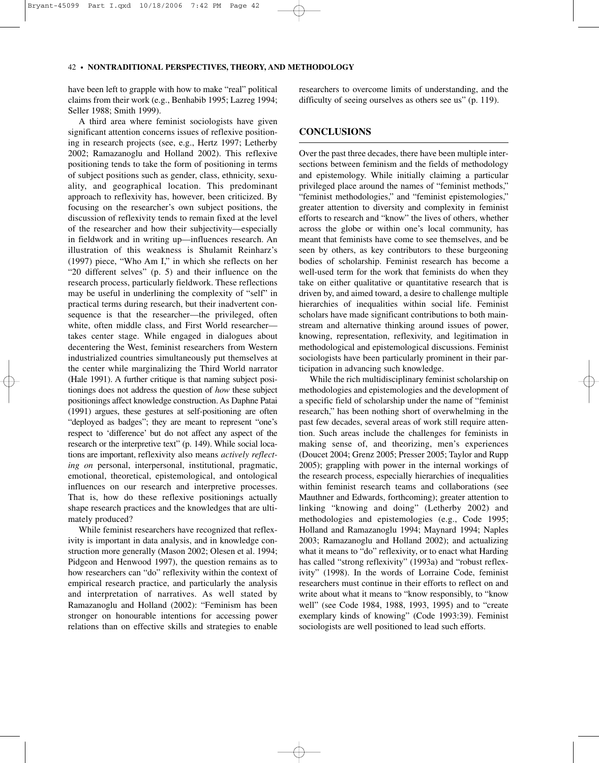have been left to grapple with how to make "real" political claims from their work (e.g., Benhabib 1995; Lazreg 1994; Seller 1988; Smith 1999).

A third area where feminist sociologists have given significant attention concerns issues of reflexive positioning in research projects (see, e.g., Hertz 1997; Letherby 2002; Ramazanoglu and Holland 2002). This reflexive positioning tends to take the form of positioning in terms of subject positions such as gender, class, ethnicity, sexuality, and geographical location. This predominant approach to reflexivity has, however, been criticized. By focusing on the researcher's own subject positions, the discussion of reflexivity tends to remain fixed at the level of the researcher and how their subjectivity—especially in fieldwork and in writing up—influences research. An illustration of this weakness is Shulamit Reinharz's (1997) piece, "Who Am I," in which she reflects on her "20 different selves" (p. 5) and their influence on the research process, particularly fieldwork. These reflections may be useful in underlining the complexity of "self" in practical terms during research, but their inadvertent consequence is that the researcher—the privileged, often white, often middle class, and First World researcher—takes center stage. While engaged in dialogues about decentering the West, feminist researchers from Western industrialized countries simultaneously put themselves at the center while marginalizing the Third World narrator (Hale 1991). A further critique is that naming subject positionings does not address the question of *how* these subject positionings affect knowledge construction. As Daphne Patai (1991) argues, these gestures at self-positioning are often "deployed as badges"; they are meant to represent "one's respect to 'difference' but do not affect any aspect of the research or the interpretive text" (p. 149). While social locations are important, reflexivity also means *actively reflecting on* personal, interpersonal, institutional, pragmatic, emotional, theoretical, epistemological, and ontological influences on our research and interpretive processes. That is, how do these reflexive positionings actually shape research practices and the knowledges that are ultimately produced?

While feminist researchers have recognized that reflexivity is important in data analysis, and in knowledge construction more generally (Mason 2002; Olesen et al. 1994; Pidgeon and Henwood 1997), the question remains as to how researchers can "do" reflexivity within the context of empirical research practice, and particularly the analysis and interpretation of narratives. As well stated by Ramazanoglu and Holland (2002): "Feminism has been stronger on honourable intentions for accessing power relations than on effective skills and strategies to enable researchers to overcome limits of understanding, and the difficulty of seeing ourselves as others see us" (p. 119).

## CONCLUSIONS

Over the past three decades, there have been multiple intersections between feminism and the fields of methodology and epistemology. While initially claiming a particular privileged place around the names of "feminist methods," "feminist methodologies," and "feminist epistemologies," greater attention to diversity and complexity in feminist efforts to research and "know" the lives of others, whether across the globe or within one's local community, has meant that feminists have come to see themselves, and be seen by others, as key contributors to these burgeoning bodies of scholarship. Feminist research has become a well-used term for the work that feminists do when they take on either qualitative or quantitative research that is driven by, and aimed toward, a desire to challenge multiple hierarchies of inequalities within social life. Feminist scholars have made significant contributions to both mainstream and alternative thinking around issues of power, knowing, representation, reflexivity, and legitimation in methodological and epistemological discussions. Feminist sociologists have been particularly prominent in their participation in advancing such knowledge.

While the rich multidisciplinary feminist scholarship on methodologies and epistemologies and the development of a specific field of scholarship under the name of "feminist research," has been nothing short of overwhelming in the past few decades, several areas of work still require attention. Such areas include the challenges for feminists in making sense of, and theorizing, men's experiences (Doucet 2004; Grenz 2005; Presser 2005; Taylor and Rupp 2005); grappling with power in the internal workings of the research process, especially hierarchies of inequalities within feminist research teams and collaborations (see Mauthner and Edwards, forthcoming); greater attention to linking "knowing and doing" (Letherby 2002) and methodologies and epistemologies (e.g., Code 1995; Holland and Ramazanoglu 1994; Maynard 1994; Naples 2003; Ramazanoglu and Holland 2002); and actualizing what it means to "do" reflexivity, or to enact what Harding has called "strong reflexivity" (1993a) and "robust reflexivity" (1998). In the words of Lorraine Code, feminist researchers must continue in their efforts to reflect on and write about what it means to "know responsibly, to "know well" (see Code 1984, 1988, 1993, 1995) and to "create exemplary kinds of knowing" (Code 1993:39). Feminist sociologists are well positioned to lead such efforts.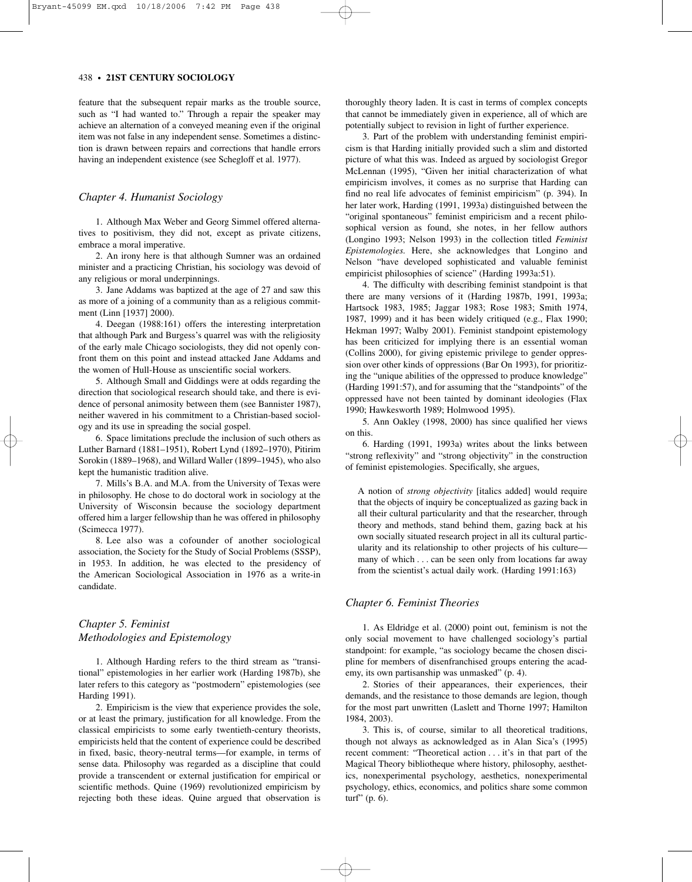feature that the subsequent repair marks as the trouble source, such as "I had wanted to." Through a repair the speaker may achieve an alternation of a conveyed meaning even if the original item was not false in any independent sense. Sometimes a distinction is drawn between repairs and corrections that handle errors having an independent existence (see Schegloff et al. 1977).

### *Chapter 4. Humanist Sociology*

1. Although Max Weber and Georg Simmel offered alternatives to positivism, they did not, except as private citizens, embrace a moral imperative.

2. An irony here is that although Sumner was an ordained minister and a practicing Christian, his sociology was devoid of any religious or moral underpinnings.

3. Jane Addams was baptized at the age of 27 and saw this as more of a joining of a community than as a religious commitment (Linn [1937] 2000).

4. Deegan (1988:161) offers the interesting interpretation that although Park and Burgess's quarrel was with the religiosity of the early male Chicago sociologists, they did not openly confront them on this point and instead attacked Jane Addams and the women of Hull-House as unscientific social workers.

5. Although Small and Giddings were at odds regarding the direction that sociological research should take, and there is evidence of personal animosity between them (see Bannister 1987), neither wavered in his commitment to a Christian-based sociology and its use in spreading the social gospel.

6. Space limitations preclude the inclusion of such others as Luther Barnard (1881–1951), Robert Lynd (1892–1970), Pitirim Sorokin (1889–1968), and Willard Waller (1899–1945), who also kept the humanistic tradition alive.

7. Mills's B.A. and M.A. from the University of Texas were in philosophy. He chose to do doctoral work in sociology at the University of Wisconsin because the sociology department offered him a larger fellowship than he was offered in philosophy (Scimecca 1977).

8. Lee also was a cofounder of another sociological association, the Society for the Study of Social Problems (SSSP), in 1953. In addition, he was elected to the presidency of the American Sociological Association in 1976 as a write-in candidate.

### *Chapter 5. Feminist Methodologies and Epistemology*

1. Although Harding refers to the third stream as "transitional" epistemologies in her earlier work (Harding 1987b), she later refers to this category as "postmodern" epistemologies (see Harding 1991).

2. Empiricism is the view that experience provides the sole, or at least the primary, justification for all knowledge. From the classical empiricists to some early twentieth-century theorists, empiricists held that the content of experience could be described in fixed, basic, theory-neutral terms—for example, in terms of sense data. Philosophy was regarded as a discipline that could provide a transcendent or external justification for empirical or scientific methods. Quine (1969) revolutionized empiricism by rejecting both these ideas. Quine argued that observation is thoroughly theory laden. It is cast in terms of complex concepts that cannot be immediately given in experience, all of which are potentially subject to revision in light of further experience.

3. Part of the problem with understanding feminist empiricism is that Harding initially provided such a slim and distorted picture of what this was. Indeed as argued by sociologist Gregor McLennan (1995), "Given her initial characterization of what empiricism involves, it comes as no surprise that Harding can find no real life advocates of feminist empiricism" (p. 394). In her later work, Harding (1991, 1993a) distinguished between the "original spontaneous" feminist empiricism and a recent philosophical version as found, she notes, in her fellow authors (Longino 1993; Nelson 1993) in the collection titled *Feminist Epistemologies*. Here, she acknowledges that Longino and Nelson "have developed sophisticated and valuable feminist empiricist philosophies of science" (Harding 1993a:51).

4. The difficulty with describing feminist standpoint is that there are many versions of it (Harding 1987b, 1991, 1993a; Hartsock 1983, 1985; Jaggar 1983; Rose 1983; Smith 1974, 1987, 1999) and it has been widely critiqued (e.g., Flax 1990; Hekman 1997; Walby 2001). Feminist standpoint epistemology has been criticized for implying there is an essential woman (Collins 2000), for giving epistemic privilege to gender oppression over other kinds of oppressions (Bar On 1993), for prioritizing the "unique abilities of the oppressed to produce knowledge" (Harding 1991:57), and for assuming that the "standpoints" of the oppressed have not been tainted by dominant ideologies (Flax 1990; Hawkesworth 1989; Holmwood 1995).

5. Ann Oakley (1998, 2000) has since qualified her views on this.

6. Harding (1991, 1993a) writes about the links between "strong reflexivity" and "strong objectivity" in the construction of feminist epistemologies. Specifically, she argues,

> A notion of *strong objectivity* [italics added] would require that the objects of inquiry be conceptualized as gazing back in all their cultural particularity and that the researcher, through theory and methods, stand behind them, gazing back at his own socially situated research project in all its cultural particularity and its relationship to other projects of his culture—many of which . . . can be seen only from locations far away from the scientist's actual daily work. (Harding 1991:163)

### *Chapter 6. Feminist Theories*

1. As Eldridge et al. (2000) point out, feminism is not the only social movement to have challenged sociology's partial standpoint: for example, "as sociology became the chosen discipline for members of disenfranchised groups entering the academy, its own partisanship was unmasked" (p. 4).

2. Stories of their appearances, their experiences, their demands, and the resistance to those demands are legion, though for the most part unwritten (Laslett and Thorne 1997; Hamilton 1984, 2003).

3. This is, of course, similar to all theoretical traditions, though not always as acknowledged as in Alan Sica's (1995) recent comment: "Theoretical action . . . it's in that part of the Magical Theory bibliotheque where history, philosophy, aesthetics, nonexperimental psychology, aesthetics, nonexperimental psychology, ethics, economics, and politics share some common turf" (p. 6).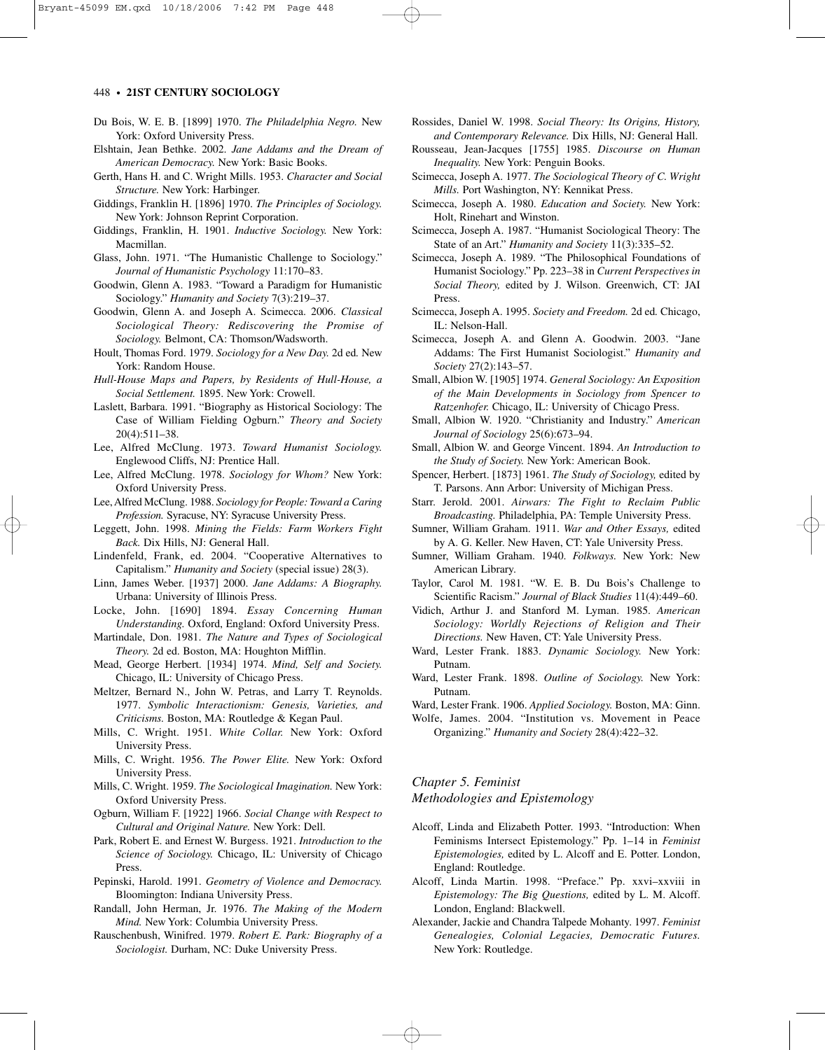Du Bois, W. E. B. [1899] 1970. *The Philadelphia Negro.* New York: Oxford University Press.

Elshtain, Jean Bethke. 2002. *Jane Addams and the Dream of American Democracy.* New York: Basic Books.

Gerth, Hans H. and C. Wright Mills. 1953. *Character and Social Structure.* New York: Harbinger.

Giddings, Franklin H. [1896] 1970. *The Principles of Sociology.* New York: Johnson Reprint Corporation.

Giddings, Franklin, H. 1901. *Inductive Sociology.* New York: Macmillan.

Glass, John. 1971. "The Humanistic Challenge to Sociology." *Journal of Humanistic Psychology* 11:170–83.

Goodwin, Glenn A. 1983. "Toward a Paradigm for Humanistic Sociology." *Humanity and Society* 7(3):219–37.

Goodwin, Glenn A. and Joseph A. Scimecca. 2006. *Classical Sociological Theory: Rediscovering the Promise of Sociology.* Belmont, CA: Thomson/Wadsworth.

Hoult, Thomas Ford. 1979. *Sociology for a New Day.* 2d ed. New York: Random House.

*Hull-House Maps and Papers, by Residents of Hull-House, a Social Settlement.* 1895. New York: Crowell.

Laslett, Barbara. 1991. "Biography as Historical Sociology: The Case of William Fielding Ogburn." *Theory and Society* 20(4):511–38.

Lee, Alfred McClung. 1973. *Toward Humanist Sociology.* Englewood Cliffs, NJ: Prentice Hall.

Lee, Alfred McClung. 1978. *Sociology for Whom?* New York: Oxford University Press.

Lee, Alfred McClung. 1988. *Sociology for People: Toward a Caring Profession.* Syracuse, NY: Syracuse University Press.

Leggett, John. 1998. *Mining the Fields: Farm Workers Fight Back.* Dix Hills, NJ: General Hall.

Lindenfeld, Frank, ed. 2004. "Cooperative Alternatives to Capitalism." *Humanity and Society* (special issue) 28(3).

Linn, James Weber. [1937] 2000. *Jane Addams: A Biography.* Urbana: University of Illinois Press.

Locke, John. [1690] 1894. *Essay Concerning Human Understanding.* Oxford, England: Oxford University Press.

Martindale, Don. 1981. *The Nature and Types of Sociological Theory.* 2d ed. Boston, MA: Houghton Mifflin.

Mead, George Herbert. [1934] 1974. *Mind, Self and Society.* Chicago, IL: University of Chicago Press.

Meltzer, Bernard N., John W. Petras, and Larry T. Reynolds. 1977. *Symbolic Interactionism: Genesis, Varieties, and Criticisms.* Boston, MA: Routledge & Kegan Paul.

Mills, C. Wright. 1951. *White Collar.* New York: Oxford University Press.

Mills, C. Wright. 1956. *The Power Elite.* New York: Oxford University Press.

Mills, C. Wright. 1959. *The Sociological Imagination.* New York: Oxford University Press.

Ogburn, William F. [1922] 1966. *Social Change with Respect to Cultural and Original Nature.* New York: Dell.

Park, Robert E. and Ernest W. Burgess. 1921. *Introduction to the Science of Sociology.* Chicago, IL: University of Chicago Press.

Pepinski, Harold. 1991. *Geometry of Violence and Democracy.* Bloomington: Indiana University Press.

Randall, John Herman, Jr. 1976. *The Making of the Modern Mind.* New York: Columbia University Press.

Rauschenbush, Winifred. 1979. *Robert E. Park: Biography of a Sociologist.* Durham, NC: Duke University Press.

Rossides, Daniel W. 1998. *Social Theory: Its Origins, History, and Contemporary Relevance.* Dix Hills, NJ: General Hall.

Rousseau, Jean-Jacques [1755] 1985. *Discourse on Human Inequality.* New York: Penguin Books.

Scimecca, Joseph A. 1977. *The Sociological Theory of C. Wright Mills.* Port Washington, NY: Kennikat Press.

Scimecca, Joseph A. 1980. *Education and Society.* New York: Holt, Rinehart and Winston.

Scimecca, Joseph A. 1987. "Humanist Sociological Theory: The State of an Art." *Humanity and Society* 11(3):335–52.

Scimecca, Joseph A. 1989. "The Philosophical Foundations of Humanist Sociology." Pp. 223–38 in *Current Perspectives in Social Theory,* edited by J. Wilson. Greenwich, CT: JAI Press.

Scimecca, Joseph A. 1995. *Society and Freedom.* 2d ed. Chicago, IL: Nelson-Hall.

Scimecca, Joseph A. and Glenn A. Goodwin. 2003. "Jane Addams: The First Humanist Sociologist." *Humanity and Society* 27(2):143–57.

Small, Albion W. [1905] 1974. *General Sociology: An Exposition of the Main Developments in Sociology from Spencer to Ratzenhofer.* Chicago, IL: University of Chicago Press.

Small, Albion W. 1920. "Christianity and Industry." *American Journal of Sociology* 25(6):673–94.

Small, Albion W. and George Vincent. 1894. *An Introduction to the Study of Society.* New York: American Book.

Spencer, Herbert. [1873] 1961. *The Study of Sociology,* edited by T. Parsons. Ann Arbor: University of Michigan Press.

Starr. Jerold. 2001. *Airwars: The Fight to Reclaim Public Broadcasting.* Philadelphia, PA: Temple University Press.

Sumner, William Graham. 1911. *War and Other Essays,* edited by A. G. Keller. New Haven, CT: Yale University Press.

Sumner, William Graham. 1940. *Folkways.* New York: New American Library.

Taylor, Carol M. 1981. "W. E. B. Du Bois's Challenge to Scientific Racism." *Journal of Black Studies* 11(4):449–60.

Vidich, Arthur J. and Stanford M. Lyman. 1985. *American Sociology: Worldly Rejections of Religion and Their Directions.* New Haven, CT: Yale University Press.

Ward, Lester Frank. 1883. *Dynamic Sociology.* New York: Putnam.

Ward, Lester Frank. 1898. *Outline of Sociology.* New York: Putnam.

Ward, Lester Frank. 1906. *Applied Sociology.* Boston, MA: Ginn.

Wolfe, James. 2004. "Institution vs. Movement in Peace Organizing." *Humanity and Society* 28(4):422–32.

## *Chapter 5. Feminist Methodologies and Epistemology*

Alcoff, Linda and Elizabeth Potter. 1993. "Introduction: When Feminisms Intersect Epistemology." Pp. 1–14 in *Feminist Epistemologies,* edited by L. Alcoff and E. Potter. London, England: Routledge.

Alcoff, Linda Martin. 1998. "Preface." Pp. xxvi–xxviii in *Epistemology: The Big Questions,* edited by L. M. Alcoff. London, England: Blackwell.

Alexander, Jackie and Chandra Talpede Mohanty. 1997. *Feminist Genealogies, Colonial Legacies, Democratic Futures.* New York: Routledge.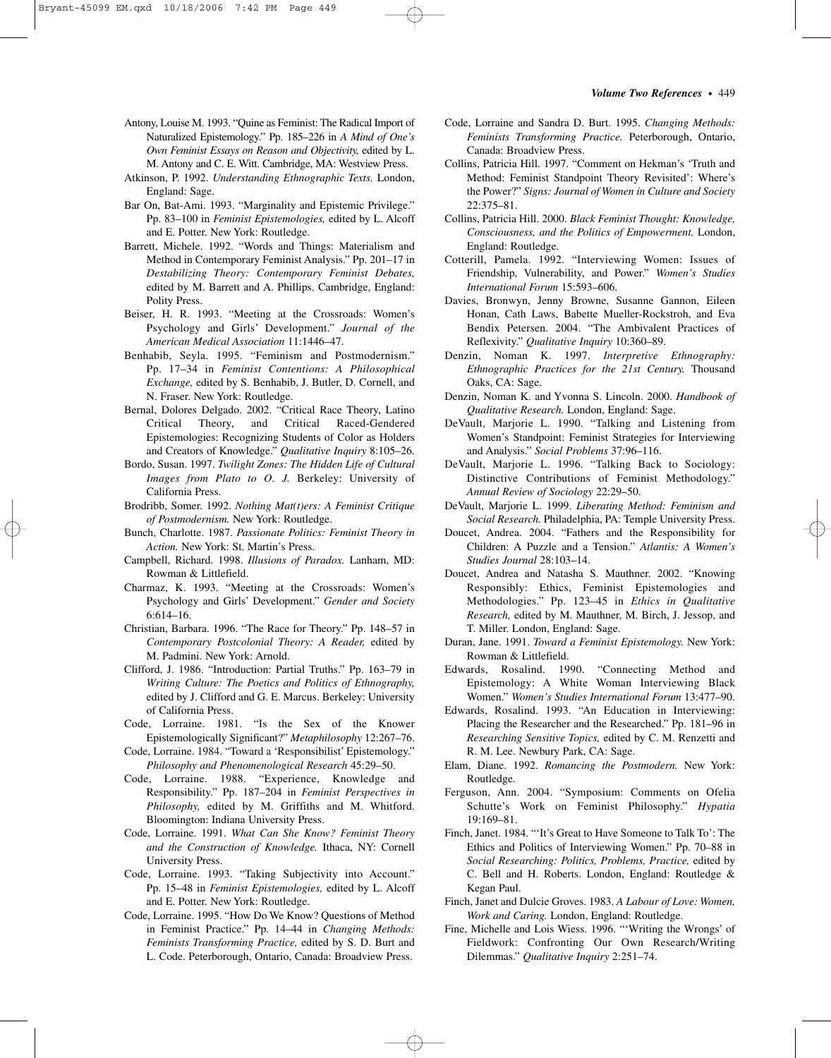Antony, Louise M. 1993. "Quine as Feminist: The Radical Import of Naturalized Epistemology." Pp. 185–226 in *A Mind of One's Own Feminist Essays on Reason and Objectivity,* edited by L. M. Antony and C. E. Witt. Cambridge, MA: Westview Press.

Atkinson, P. 1992. *Understanding Ethnographic Texts.* London, England: Sage.

Bar On, Bat-Ami. 1993. "Marginality and Epistemic Privilege." Pp. 83–100 in *Feminist Epistemologies,* edited by L. Alcoff and E. Potter. New York: Routledge.

Barrett, Michele. 1992. "Words and Things: Materialism and Method in Contemporary Feminist Analysis." Pp. 201–17 in *Destabilizing Theory: Contemporary Feminist Debates,* edited by M. Barrett and A. Phillips. Cambridge, England: Polity Press.

Beiser, H. R. 1993. "Meeting at the Crossroads: Women's Psychology and Girls' Development." *Journal of the American Medical Association* 11:1446–47.

Benhabib, Seyla. 1995. "Feminism and Postmodernism." Pp. 17–34 in *Feminist Contentions: A Philosophical Exchange,* edited by S. Benhabib, J. Butler, D. Cornell, and N. Fraser. New York: Routledge.

Bernal, Dolores Delgado. 2002. "Critical Race Theory, Latino Critical Theory, and Critical Raced-Gendered Epistemologies: Recognizing Students of Color as Holders and Creators of Knowledge." *Qualitative Inquiry* 8:105–26.

Bordo, Susan. 1997. *Twilight Zones: The Hidden Life of Cultural Images from Plato to O. J.* Berkeley: University of California Press.

Brodribb, Somer. 1992. *Nothing Mat(t)ers: A Feminist Critique of Postmodernism.* New York: Routledge.

Bunch, Charlotte. 1987. *Passionate Politics: Feminist Theory in Action.* New York: St. Martin's Press.

Campbell, Richard. 1998. *Illusions of Paradox.* Lanham, MD: Rowman & Littlefield.

Charmaz, K. 1993. "Meeting at the Crossroads: Women's Psychology and Girls' Development." *Gender and Society* 6:614–16.

Christian, Barbara. 1996. "The Race for Theory." Pp. 148–57 in *Contemporary Postcolonial Theory: A Reader,* edited by M. Padmini. New York: Arnold.

Clifford, J. 1986. "Introduction: Partial Truths." Pp. 163–79 in *Writing Culture: The Poetics and Politics of Ethnography,* edited by J. Clifford and G. E. Marcus. Berkeley: University of California Press.

Code, Lorraine. 1981. "Is the Sex of the Knower Epistemologically Significant?" *Metaphilosophy* 12:267–76.

Code, Lorraine. 1984. "Toward a 'Responsibilist' Epistemology." *Philosophy and Phenomenological Research* 45:29–50.

Code, Lorraine. 1988. "Experience, Knowledge and Responsibility." Pp. 187–204 in *Feminist Perspectives in Philosophy,* edited by M. Griffiths and M. Whitford. Bloomington: Indiana University Press.

Code, Lorraine. 1991. *What Can She Know? Feminist Theory and the Construction of Knowledge.* Ithaca, NY: Cornell University Press.

Code, Lorraine. 1993. "Taking Subjectivity into Account." Pp. 15–48 in *Feminist Epistemologies,* edited by L. Alcoff and E. Potter. New York: Routledge.

Code, Lorraine. 1995. "How Do We Know? Questions of Method in Feminist Practice." Pp. 14–44 in *Changing Methods: Feminists Transforming Practice,* edited by S. D. Burt and L. Code. Peterborough, Ontario, Canada: Broadview Press.

Code, Lorraine and Sandra D. Burt. 1995. *Changing Methods: Feminists Transforming Practice.* Peterborough, Ontario, Canada: Broadview Press.

Collins, Patricia Hill. 1997. "Comment on Hekman's 'Truth and Method: Feminist Standpoint Theory Revisited': Where's the Power?" *Signs: Journal of Women in Culture and Society* 22:375–81.

Collins, Patricia Hill. 2000. *Black Feminist Thought: Knowledge, Consciousness, and the Politics of Empowerment.* London, England: Routledge.

Cotterill, Pamela. 1992. "Interviewing Women: Issues of Friendship, Vulnerability, and Power." *Women's Studies International Forum* 15:593–606.

Davies, Bronwyn, Jenny Browne, Susanne Gannon, Eileen Honan, Cath Laws, Babette Mueller-Rockstroh, and Eva Bendix Petersen. 2004. "The Ambivalent Practices of Reflexivity." *Qualitative Inquiry* 10:360–89.

Denzin, Noman K. 1997. *Interpretive Ethnography: Ethnographic Practices for the 21st Century.* Thousand Oaks, CA: Sage.

Denzin, Noman K. and Yvonna S. Lincoln. 2000. *Handbook of Qualitative Research.* London, England: Sage.

DeVault, Marjorie L. 1990. "Talking and Listening from Women's Standpoint: Feminist Strategies for Interviewing and Analysis." *Social Problems* 37:96–116.

DeVault, Marjorie L. 1996. "Talking Back to Sociology: Distinctive Contributions of Feminist Methodology." *Annual Review of Sociology* 22:29–50.

DeVault, Marjorie L. 1999. *Liberating Method: Feminism and Social Research.* Philadelphia, PA: Temple University Press.

Doucet, Andrea. 2004. "Fathers and the Responsibility for Children: A Puzzle and a Tension." *Atlantis: A Women's Studies Journal* 28:103–14.

Doucet, Andrea and Natasha S. Mauthner. 2002. "Knowing Responsibly: Ethics, Feminist Epistemologies and Methodologies." Pp. 123–45 in *Ethics in Qualitative Research,* edited by M. Mauthner, M. Birch, J. Jessop, and T. Miller. London, England: Sage.

Duran, Jane. 1991. *Toward a Feminist Epistemology.* New York: Rowman & Littlefield.

Edwards, Rosalind. 1990. "Connecting Method and Epistemology: A White Woman Interviewing Black Women." *Women's Studies International Forum* 13:477–90.

Edwards, Rosalind. 1993. "An Education in Interviewing: Placing the Researcher and the Researched." Pp. 181–96 in *Researching Sensitive Topics,* edited by C. M. Renzetti and R. M. Lee. Newbury Park, CA: Sage.

Elam, Diane. 1992. *Romancing the Postmodern.* New York: Routledge.

Ferguson, Ann. 2004. "Symposium: Comments on Ofelia Schutte's Work on Feminist Philosophy." *Hypatia* 19:169–81.

Finch, Janet. 1984. "'It's Great to Have Someone to Talk To': The Ethics and Politics of Interviewing Women." Pp. 70–88 in *Social Researching: Politics, Problems, Practice,* edited by C. Bell and H. Roberts. London, England: Routledge & Kegan Paul.

Finch, Janet and Dulcie Groves. 1983. *A Labour of Love: Women, Work and Caring.* London, England: Routledge.

Fine, Michelle and Lois Wiess. 1996. "'Writing the Wrongs' of Fieldwork: Confronting Our Own Research/Writing Dilemmas." *Qualitative Inquiry* 2:251–74.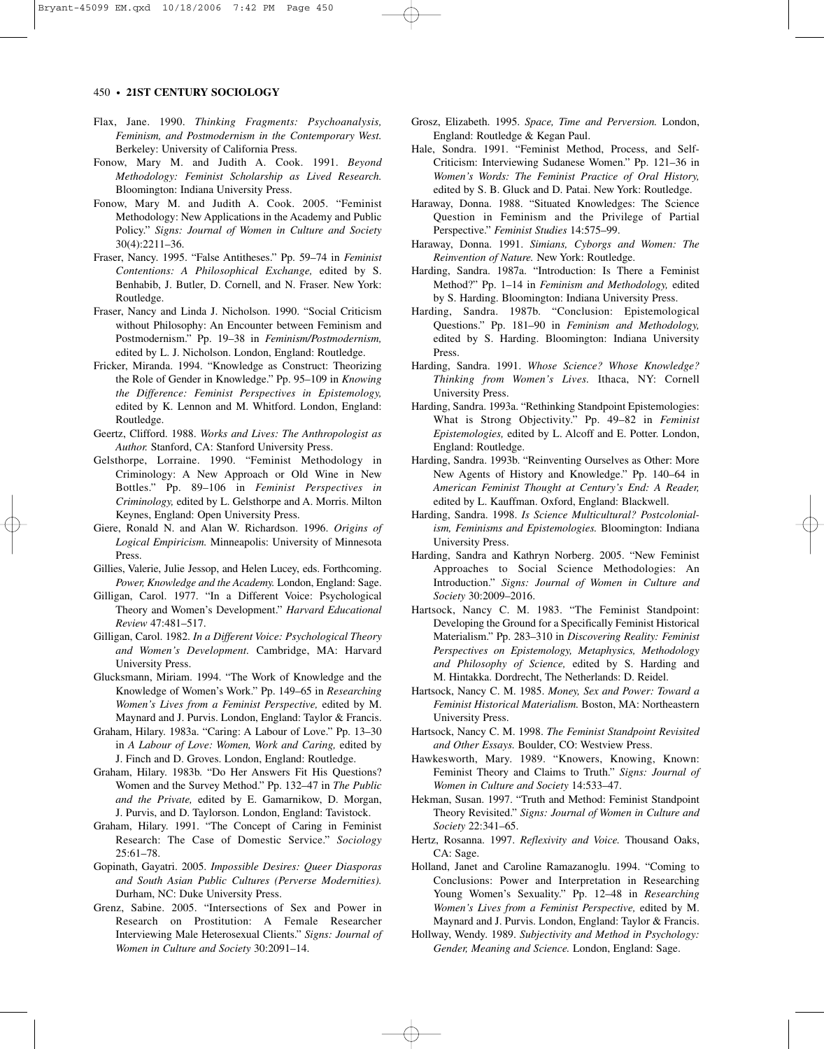Flax, Jane. 1990. *Thinking Fragments: Psychoanalysis, Feminism, and Postmodernism in the Contemporary West.* Berkeley: University of California Press.

Fonow, Mary M. and Judith A. Cook. 1991. *Beyond Methodology: Feminist Scholarship as Lived Research.* Bloomington: Indiana University Press.

Fonow, Mary M. and Judith A. Cook. 2005. "Feminist Methodology: New Applications in the Academy and Public Policy." *Signs: Journal of Women in Culture and Society* 30(4):2211–36.

Fraser, Nancy. 1995. "False Antitheses." Pp. 59–74 in *Feminist Contentions: A Philosophical Exchange,* edited by S. Benhabib, J. Butler, D. Cornell, and N. Fraser. New York: Routledge.

Fraser, Nancy and Linda J. Nicholson. 1990. "Social Criticism without Philosophy: An Encounter between Feminism and Postmodernism." Pp. 19–38 in *Feminism/Postmodernism,* edited by L. J. Nicholson. London, England: Routledge.

Fricker, Miranda. 1994. "Knowledge as Construct: Theorizing the Role of Gender in Knowledge." Pp. 95–109 in *Knowing the Difference: Feminist Perspectives in Epistemology,* edited by K. Lennon and M. Whitford. London, England: Routledge.

Geertz, Clifford. 1988. *Works and Lives: The Anthropologist as Author.* Stanford, CA: Stanford University Press.

Gelsthorpe, Lorraine. 1990. "Feminist Methodology in Criminology: A New Approach or Old Wine in New Bottles." Pp. 89–106 in *Feminist Perspectives in Criminology,* edited by L. Gelsthorpe and A. Morris. Milton Keynes, England: Open University Press.

Giere, Ronald N. and Alan W. Richardson. 1996. *Origins of Logical Empiricism.* Minneapolis: University of Minnesota Press.

Gillies, Valerie, Julie Jessop, and Helen Lucey, eds. Forthcoming. *Power, Knowledge and the Academy.* London, England: Sage.

Gilligan, Carol. 1977. "In a Different Voice: Psychological Theory and Women's Development." *Harvard Educational Review* 47:481–517.

Gilligan, Carol. 1982. *In a Different Voice: Psychological Theory and Women's Development.* Cambridge, MA: Harvard University Press.

Glucksmann, Miriam. 1994. "The Work of Knowledge and the Knowledge of Women's Work." Pp. 149–65 in *Researching Women's Lives from a Feminist Perspective,* edited by M. Maynard and J. Purvis. London, England: Taylor & Francis.

Graham, Hilary. 1983a. "Caring: A Labour of Love." Pp. 13–30 in *A Labour of Love: Women, Work and Caring,* edited by J. Finch and D. Groves. London, England: Routledge.

Graham, Hilary. 1983b. "Do Her Answers Fit His Questions? Women and the Survey Method." Pp. 132–47 in *The Public and the Private,* edited by E. Gamarnikow, D. Morgan, J. Purvis, and D. Taylorson. London, England: Tavistock.

Graham, Hilary. 1991. "The Concept of Caring in Feminist Research: The Case of Domestic Service." *Sociology* 25:61–78.

Gopinath, Gayatri. 2005. *Impossible Desires: Queer Diasporas and South Asian Public Cultures (Perverse Modernities).* Durham, NC: Duke University Press.

Grenz, Sabine. 2005. "Intersections of Sex and Power in Research on Prostitution: A Female Researcher Interviewing Male Heterosexual Clients." *Signs: Journal of Women in Culture and Society* 30:2091–14.

Grosz, Elizabeth. 1995. *Space, Time and Perversion.* London, England: Routledge & Kegan Paul.

Hale, Sondra. 1991. "Feminist Method, Process, and Self-Criticism: Interviewing Sudanese Women." Pp. 121–36 in *Women's Words: The Feminist Practice of Oral History,* edited by S. B. Gluck and D. Patai. New York: Routledge.

Haraway, Donna. 1988. "Situated Knowledges: The Science Question in Feminism and the Privilege of Partial Perspective." *Feminist Studies* 14:575–99.

Haraway, Donna. 1991. *Simians, Cyborgs and Women: The Reinvention of Nature.* New York: Routledge.

Harding, Sandra. 1987a. "Introduction: Is There a Feminist Method?" Pp. 1–14 in *Feminism and Methodology,* edited by S. Harding. Bloomington: Indiana University Press.

Harding, Sandra. 1987b. "Conclusion: Epistemological Questions." Pp. 181–90 in *Feminism and Methodology,* edited by S. Harding. Bloomington: Indiana University Press.

Harding, Sandra. 1991. *Whose Science? Whose Knowledge? Thinking from Women's Lives.* Ithaca, NY: Cornell University Press.

Harding, Sandra. 1993a. "Rethinking Standpoint Epistemologies: What is Strong Objectivity." Pp. 49–82 in *Feminist Epistemologies,* edited by L. Alcoff and E. Potter. London, England: Routledge.

Harding, Sandra. 1993b. "Reinventing Ourselves as Other: More New Agents of History and Knowledge." Pp. 140–64 in *American Feminist Thought at Century's End: A Reader,* edited by L. Kauffman. Oxford, England: Blackwell.

Harding, Sandra. 1998. *Is Science Multicultural? Postcolonialism, Feminisms and Epistemologies.* Bloomington: Indiana University Press.

Harding, Sandra and Kathryn Norberg. 2005. "New Feminist Approaches to Social Science Methodologies: An Introduction." *Signs: Journal of Women in Culture and Society* 30:2009–2016.

Hartsock, Nancy C. M. 1983. "The Feminist Standpoint: Developing the Ground for a Specifically Feminist Historical Materialism." Pp. 283–310 in *Discovering Reality: Feminist Perspectives on Epistemology, Metaphysics, Methodology and Philosophy of Science,* edited by S. Harding and M. Hintakka. Dordrecht, The Netherlands: D. Reidel.

Hartsock, Nancy C. M. 1985. *Money, Sex and Power: Toward a Feminist Historical Materialism.* Boston, MA: Northeastern University Press.

Hartsock, Nancy C. M. 1998. *The Feminist Standpoint Revisited and Other Essays.* Boulder, CO: Westview Press.

Hawkesworth, Mary. 1989. "Knowers, Knowing, Known: Feminist Theory and Claims to Truth." *Signs: Journal of Women in Culture and Society* 14:533–47.

Hekman, Susan. 1997. "Truth and Method: Feminist Standpoint Theory Revisited." *Signs: Journal of Women in Culture and Society* 22:341–65.

Hertz, Rosanna. 1997. *Reflexivity and Voice.* Thousand Oaks, CA: Sage.

Holland, Janet and Caroline Ramazanoglu. 1994. "Coming to Conclusions: Power and Interpretation in Researching Young Women's Sexuality." Pp. 12–48 in *Researching Women's Lives from a Feminist Perspective,* edited by M. Maynard and J. Purvis. London, England: Taylor & Francis.

Hollway, Wendy. 1989. *Subjectivity and Method in Psychology: Gender, Meaning and Science.* London, England: Sage.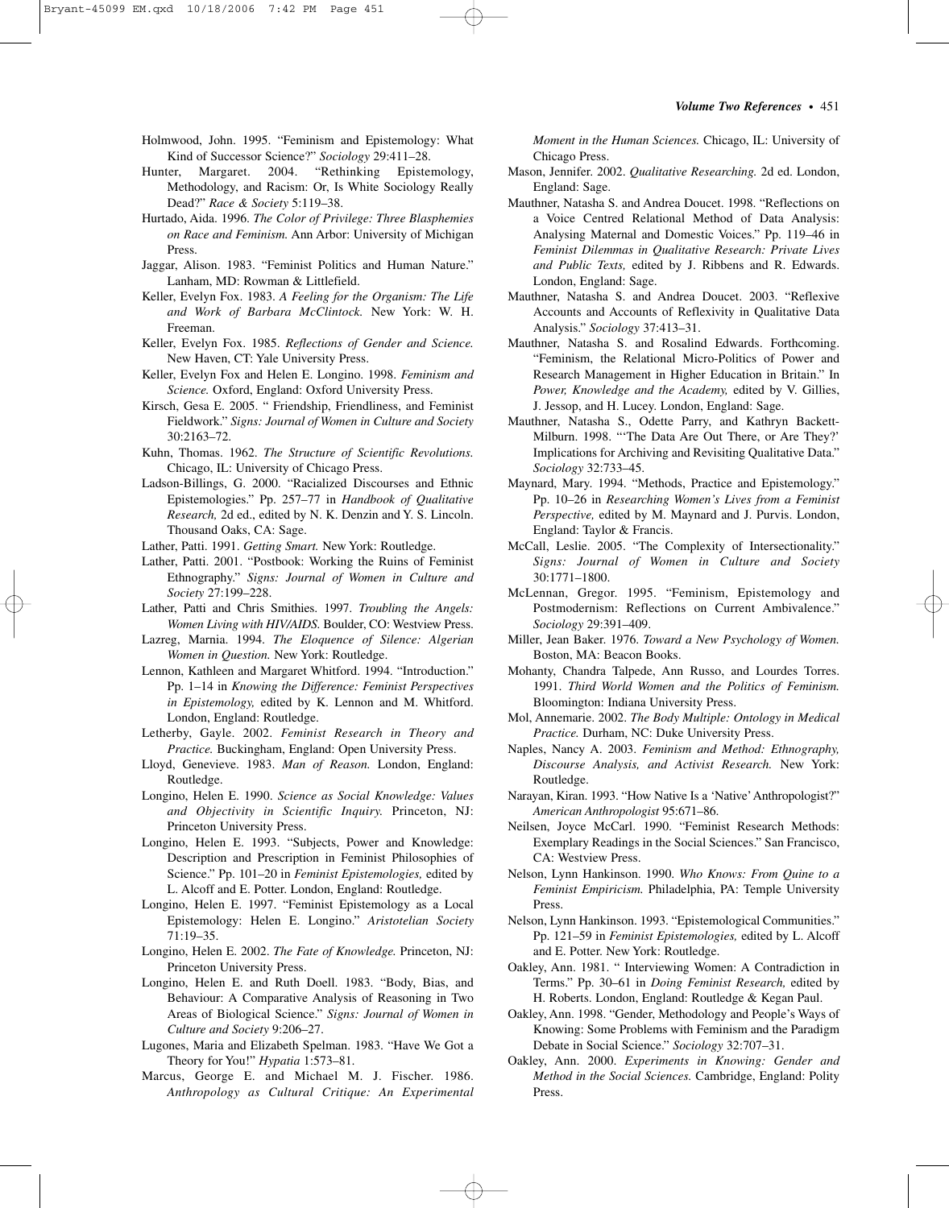Holmwood, John. 1995. "Feminism and Epistemology: What Kind of Successor Science?" *Sociology* 29:411–28.

Hunter, Margaret. 2004. "Rethinking Epistemology, Methodology, and Racism: Or, Is White Sociology Really Dead?" *Race & Society* 5:119–38.

Hurtado, Aida. 1996. *The Color of Privilege: Three Blasphemies on Race and Feminism.* Ann Arbor: University of Michigan Press.

Jaggar, Alison. 1983. "Feminist Politics and Human Nature." Lanham, MD: Rowman & Littlefield.

Keller, Evelyn Fox. 1983. *A Feeling for the Organism: The Life and Work of Barbara McClintock.* New York: W. H. Freeman.

Keller, Evelyn Fox. 1985. *Reflections of Gender and Science.* New Haven, CT: Yale University Press.

Keller, Evelyn Fox and Helen E. Longino. 1998. *Feminism and Science.* Oxford, England: Oxford University Press.

Kirsch, Gesa E. 2005. " Friendship, Friendliness, and Feminist Fieldwork." *Signs: Journal of Women in Culture and Society* 30:2163–72.

Kuhn, Thomas. 1962. *The Structure of Scientific Revolutions.* Chicago, IL: University of Chicago Press.

Ladson-Billings, G. 2000. "Racialized Discourses and Ethnic Epistemologies." Pp. 257–77 in *Handbook of Qualitative Research,* 2d ed., edited by N. K. Denzin and Y. S. Lincoln. Thousand Oaks, CA: Sage.

Lather, Patti. 1991. *Getting Smart.* New York: Routledge.

Lather, Patti. 2001. "Postbook: Working the Ruins of Feminist Ethnography." *Signs: Journal of Women in Culture and Society* 27:199–228.

Lather, Patti and Chris Smithies. 1997. *Troubling the Angels: Women Living with HIV/AIDS.* Boulder, CO: Westview Press.

Lazreg, Marnia. 1994. *The Eloquence of Silence: Algerian Women in Question.* New York: Routledge.

Lennon, Kathleen and Margaret Whitford. 1994. "Introduction." Pp. 1–14 in *Knowing the Difference: Feminist Perspectives in Epistemology,* edited by K. Lennon and M. Whitford. London, England: Routledge.

Letherby, Gayle. 2002. *Feminist Research in Theory and Practice.* Buckingham, England: Open University Press.

Lloyd, Genevieve. 1983. *Man of Reason.* London, England: Routledge.

Longino, Helen E. 1990. *Science as Social Knowledge: Values and Objectivity in Scientific Inquiry.* Princeton, NJ: Princeton University Press.

Longino, Helen E. 1993. "Subjects, Power and Knowledge: Description and Prescription in Feminist Philosophies of Science." Pp. 101–20 in *Feminist Epistemologies,* edited by L. Alcoff and E. Potter. London, England: Routledge.

Longino, Helen E. 1997. "Feminist Epistemology as a Local Epistemology: Helen E. Longino." *Aristotelian Society* 71:19–35.

Longino, Helen E. 2002. *The Fate of Knowledge.* Princeton, NJ: Princeton University Press.

Longino, Helen E. and Ruth Doell. 1983. "Body, Bias, and Behaviour: A Comparative Analysis of Reasoning in Two Areas of Biological Science." *Signs: Journal of Women in Culture and Society* 9:206–27.

Lugones, Maria and Elizabeth Spelman. 1983. "Have We Got a Theory for You!" *Hypatia* 1:573–81.

Marcus, George E. and Michael M. J. Fischer. 1986. *Anthropology as Cultural Critique: An Experimental Moment in the Human Sciences.* Chicago, IL: University of Chicago Press.

Mason, Jennifer. 2002. *Qualitative Researching.* 2d ed. London, England: Sage.

Mauthner, Natasha S. and Andrea Doucet. 1998. "Reflections on a Voice Centred Relational Method of Data Analysis: Analysing Maternal and Domestic Voices." Pp. 119–46 in *Feminist Dilemmas in Qualitative Research: Private Lives and Public Texts,* edited by J. Ribbens and R. Edwards. London, England: Sage.

Mauthner, Natasha S. and Andrea Doucet. 2003. "Reflexive Accounts and Accounts of Reflexivity in Qualitative Data Analysis." *Sociology* 37:413–31.

Mauthner, Natasha S. and Rosalind Edwards. Forthcoming. "Feminism, the Relational Micro-Politics of Power and Research Management in Higher Education in Britain." In *Power, Knowledge and the Academy,* edited by V. Gillies, J. Jessop, and H. Lucey. London, England: Sage.

Mauthner, Natasha S., Odette Parry, and Kathryn Backett-Milburn. 1998. "'The Data Are Out There, or Are They?' Implications for Archiving and Revisiting Qualitative Data." *Sociology* 32:733–45.

Maynard, Mary. 1994. "Methods, Practice and Epistemology." Pp. 10–26 in *Researching Women's Lives from a Feminist Perspective,* edited by M. Maynard and J. Purvis. London, England: Taylor & Francis.

McCall, Leslie. 2005. "The Complexity of Intersectionality." *Signs: Journal of Women in Culture and Society* 30:1771–1800.

McLennan, Gregor. 1995. "Feminism, Epistemology and Postmodernism: Reflections on Current Ambivalence." *Sociology* 29:391–409.

Miller, Jean Baker. 1976. *Toward a New Psychology of Women.* Boston, MA: Beacon Books.

Mohanty, Chandra Talpede, Ann Russo, and Lourdes Torres. 1991. *Third World Women and the Politics of Feminism.* Bloomington: Indiana University Press.

Mol, Annemarie. 2002. *The Body Multiple: Ontology in Medical Practice.* Durham, NC: Duke University Press.

Naples, Nancy A. 2003. *Feminism and Method: Ethnography, Discourse Analysis, and Activist Research.* New York: Routledge.

Narayan, Kiran. 1993. "How Native Is a 'Native' Anthropologist?" *American Anthropologist* 95:671–86.

Neilsen, Joyce McCarl. 1990. "Feminist Research Methods: Exemplary Readings in the Social Sciences." San Francisco, CA: Westview Press.

Nelson, Lynn Hankinson. 1990. *Who Knows: From Quine to a Feminist Empiricism.* Philadelphia, PA: Temple University Press.

Nelson, Lynn Hankinson. 1993. "Epistemological Communities." Pp. 121–59 in *Feminist Epistemologies,* edited by L. Alcoff and E. Potter. New York: Routledge.

Oakley, Ann. 1981. " Interviewing Women: A Contradiction in Terms." Pp. 30–61 in *Doing Feminist Research,* edited by H. Roberts. London, England: Routledge & Kegan Paul.

Oakley, Ann. 1998. "Gender, Methodology and People's Ways of Knowing: Some Problems with Feminism and the Paradigm Debate in Social Science." *Sociology* 32:707–31.

Oakley, Ann. 2000. *Experiments in Knowing: Gender and Method in the Social Sciences.* Cambridge, England: Polity Press.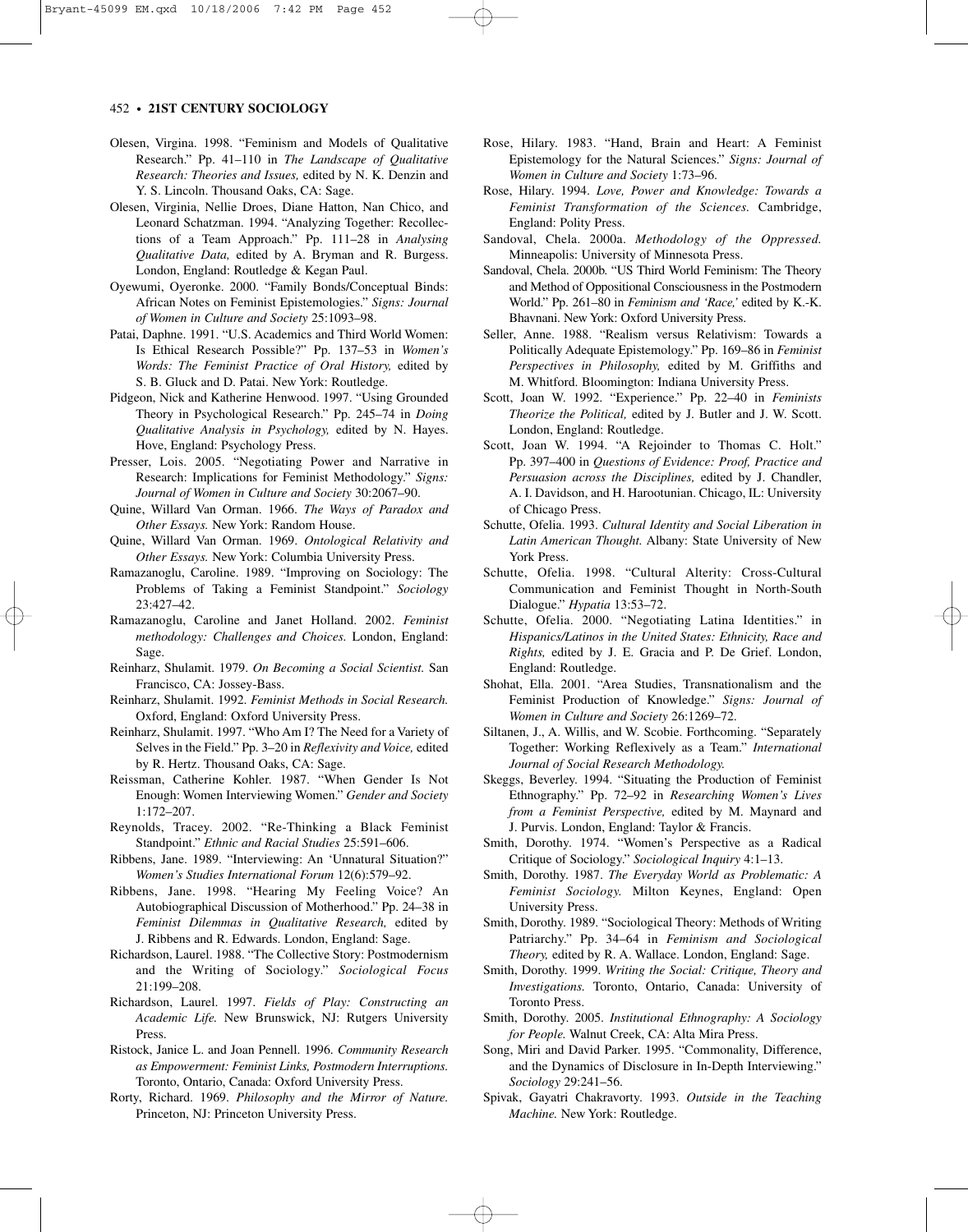Olesen, Virgina. 1998. "Feminism and Models of Qualitative Research." Pp. 41–110 in *The Landscape of Qualitative Research: Theories and Issues,* edited by N. K. Denzin and Y. S. Lincoln. Thousand Oaks, CA: Sage.

Olesen, Virginia, Nellie Droes, Diane Hatton, Nan Chico, and Leonard Schatzman. 1994. "Analyzing Together: Recollections of a Team Approach." Pp. 111–28 in *Analysing Qualitative Data,* edited by A. Bryman and R. Burgess. London, England: Routledge & Kegan Paul.

Oyewumi, Oyeronke. 2000. "Family Bonds/Conceptual Binds: African Notes on Feminist Epistemologies." *Signs: Journal of Women in Culture and Society* 25:1093–98.

Patai, Daphne. 1991. "U.S. Academics and Third World Women: Is Ethical Research Possible?" Pp. 137–53 in *Women's Words: The Feminist Practice of Oral History,* edited by S. B. Gluck and D. Patai. New York: Routledge.

Pidgeon, Nick and Katherine Henwood. 1997. "Using Grounded Theory in Psychological Research." Pp. 245–74 in *Doing Qualitative Analysis in Psychology,* edited by N. Hayes. Hove, England: Psychology Press.

Presser, Lois. 2005. "Negotiating Power and Narrative in Research: Implications for Feminist Methodology." *Signs: Journal of Women in Culture and Society* 30:2067–90.

Quine, Willard Van Orman. 1966. *The Ways of Paradox and Other Essays.* New York: Random House.

Quine, Willard Van Orman. 1969. *Ontological Relativity and Other Essays.* New York: Columbia University Press.

Ramazanoglu, Caroline. 1989. "Improving on Sociology: The Problems of Taking a Feminist Standpoint." *Sociology* 23:427–42.

Ramazanoglu, Caroline and Janet Holland. 2002. *Feminist methodology: Challenges and Choices.* London, England: Sage.

Reinharz, Shulamit. 1979. *On Becoming a Social Scientist.* San Francisco, CA: Jossey-Bass.

Reinharz, Shulamit. 1992. *Feminist Methods in Social Research.* Oxford, England: Oxford University Press.

Reinharz, Shulamit. 1997. "Who Am I? The Need for a Variety of Selves in the Field." Pp. 3–20 in *Reflexivity and Voice,* edited by R. Hertz. Thousand Oaks, CA: Sage.

Reissman, Catherine Kohler. 1987. "When Gender Is Not Enough: Women Interviewing Women." *Gender and Society* 1:172–207.

Reynolds, Tracey. 2002. "Re-Thinking a Black Feminist Standpoint." *Ethnic and Racial Studies* 25:591–606.

Ribbens, Jane. 1989. "Interviewing: An 'Unnatural Situation?'" *Women's Studies International Forum* 12(6):579–92.

Ribbens, Jane. 1998. "Hearing My Feeling Voice? An Autobiographical Discussion of Motherhood." Pp. 24–38 in *Feminist Dilemmas in Qualitative Research,* edited by J. Ribbens and R. Edwards. London, England: Sage.

Richardson, Laurel. 1988. "The Collective Story: Postmodernism and the Writing of Sociology." *Sociological Focus* 21:199–208.

Richardson, Laurel. 1997. *Fields of Play: Constructing an Academic Life.* New Brunswick, NJ: Rutgers University Press.

Ristock, Janice L. and Joan Pennell. 1996. *Community Research as Empowerment: Feminist Links, Postmodern Interruptions.* Toronto, Ontario, Canada: Oxford University Press.

Rorty, Richard. 1969. *Philosophy and the Mirror of Nature.* Princeton, NJ: Princeton University Press.

Rose, Hilary. 1983. "Hand, Brain and Heart: A Feminist Epistemology for the Natural Sciences." *Signs: Journal of Women in Culture and Society* 1:73–96.

Rose, Hilary. 1994. *Love, Power and Knowledge: Towards a Feminist Transformation of the Sciences.* Cambridge, England: Polity Press.

Sandoval, Chela. 2000a. *Methodology of the Oppressed.* Minneapolis: University of Minnesota Press.

Sandoval, Chela. 2000b. "US Third World Feminism: The Theory and Method of Oppositional Consciousness in the Postmodern World." Pp. 261–80 in *Feminism and 'Race,'* edited by K.-K. Bhavnani. New York: Oxford University Press.

Seller, Anne. 1988. "Realism versus Relativism: Towards a Politically Adequate Epistemology." Pp. 169–86 in *Feminist Perspectives in Philosophy,* edited by M. Griffiths and M. Whitford. Bloomington: Indiana University Press.

Scott, Joan W. 1992. "Experience." Pp. 22–40 in *Feminists Theorize the Political,* edited by J. Butler and J. W. Scott. London, England: Routledge.

Scott, Joan W. 1994. "A Rejoinder to Thomas C. Holt." Pp. 397–400 in *Questions of Evidence: Proof, Practice and Persuasion across the Disciplines,* edited by J. Chandler, A. I. Davidson, and H. Harootunian. Chicago, IL: University of Chicago Press.

Schutte, Ofelia. 1993. *Cultural Identity and Social Liberation in Latin American Thought.* Albany: State University of New York Press.

Schutte, Ofelia. 1998. "Cultural Alterity: Cross-Cultural Communication and Feminist Thought in North-South Dialogue." *Hypatia* 13:53–72.

Schutte, Ofelia. 2000. "Negotiating Latina Identities." in *Hispanics/Latinos in the United States: Ethnicity, Race and Rights,* edited by J. E. Gracia and P. De Grief. London, England: Routledge.

Shohat, Ella. 2001. "Area Studies, Transnationalism and the Feminist Production of Knowledge." *Signs: Journal of Women in Culture and Society* 26:1269–72.

Siltanen, J., A. Willis, and W. Scobie. Forthcoming. "Separately Together: Working Reflexively as a Team." *International Journal of Social Research Methodology.*

Skeggs, Beverley. 1994. "Situating the Production of Feminist Ethnography." Pp. 72–92 in *Researching Women's Lives from a Feminist Perspective,* edited by M. Maynard and J. Purvis. London, England: Taylor & Francis.

Smith, Dorothy. 1974. "Women's Perspective as a Radical Critique of Sociology." *Sociological Inquiry* 4:1–13.

Smith, Dorothy. 1987. *The Everyday World as Problematic: A Feminist Sociology.* Milton Keynes, England: Open University Press.

Smith, Dorothy. 1989. "Sociological Theory: Methods of Writing Patriarchy." Pp. 34–64 in *Feminism and Sociological Theory,* edited by R. A. Wallace. London, England: Sage.

Smith, Dorothy. 1999. *Writing the Social: Critique, Theory and Investigations.* Toronto, Ontario, Canada: University of Toronto Press.

Smith, Dorothy. 2005. *Institutional Ethnography: A Sociology for People.* Walnut Creek, CA: Alta Mira Press.

Song, Miri and David Parker. 1995. "Commonality, Difference, and the Dynamics of Disclosure in In-Depth Interviewing." *Sociology* 29:241–56.

Spivak, Gayatri Chakravorty. 1993. *Outside in the Teaching Machine.* New York: Routledge.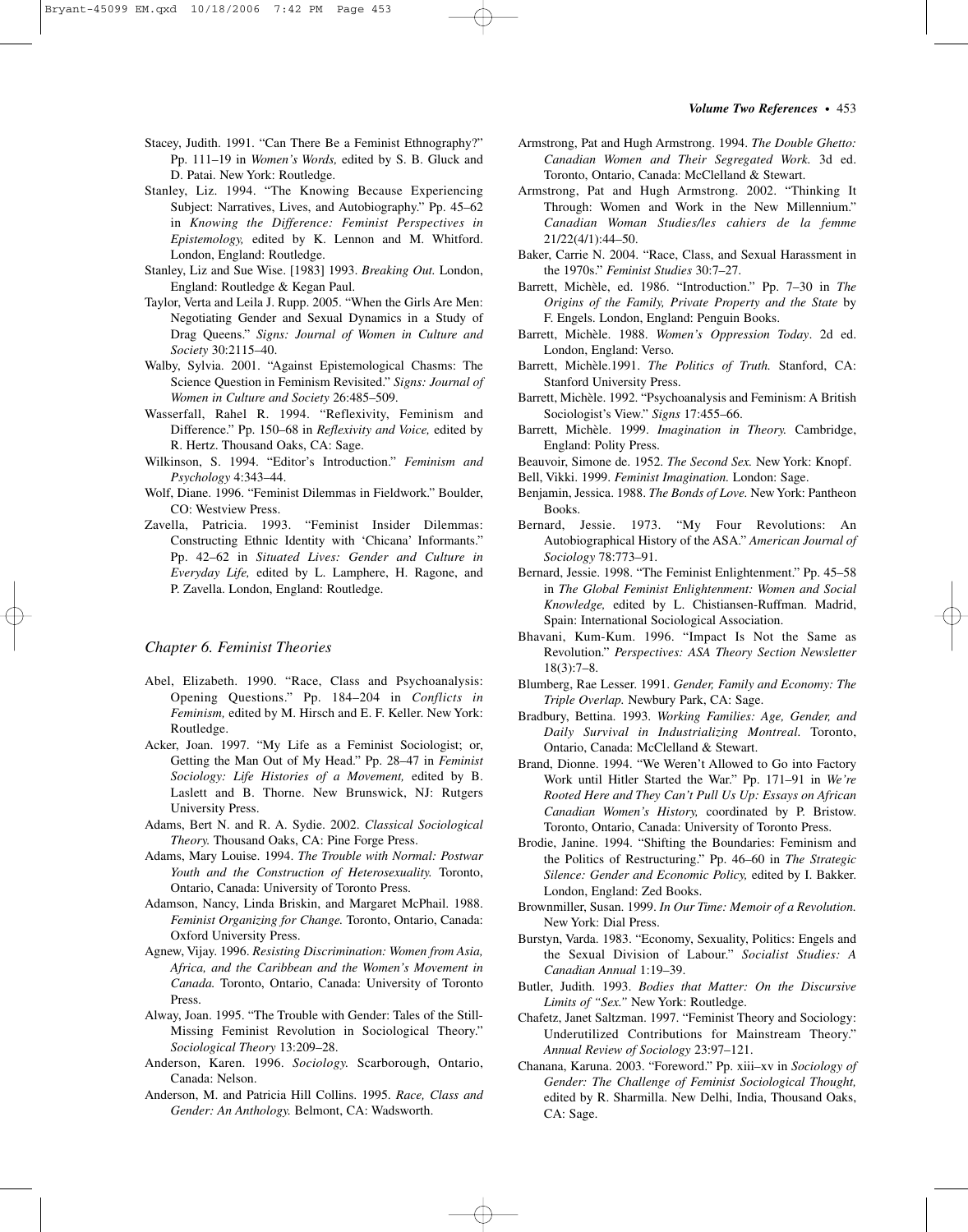Stacey, Judith. 1991. "Can There Be a Feminist Ethnography?" Pp. 111–19 in *Women's Words,* edited by S. B. Gluck and D. Patai. New York: Routledge.

Stanley, Liz. 1994. "The Knowing Because Experiencing Subject: Narratives, Lives, and Autobiography." Pp. 45–62 in *Knowing the Difference: Feminist Perspectives in Epistemology,* edited by K. Lennon and M. Whitford. London, England: Routledge.

Stanley, Liz and Sue Wise. [1983] 1993. *Breaking Out.* London, England: Routledge & Kegan Paul.

Taylor, Verta and Leila J. Rupp. 2005. "When the Girls Are Men: Negotiating Gender and Sexual Dynamics in a Study of Drag Queens." *Signs: Journal of Women in Culture and Society* 30:2115–40.

Walby, Sylvia. 2001. "Against Epistemological Chasms: The Science Question in Feminism Revisited." *Signs: Journal of Women in Culture and Society* 26:485–509.

Wasserfall, Rahel R. 1994. "Reflexivity, Feminism and Difference." Pp. 150–68 in *Reflexivity and Voice,* edited by R. Hertz. Thousand Oaks, CA: Sage.

Wilkinson, S. 1994. "Editor's Introduction." *Feminism and Psychology* 4:343–44.

Wolf, Diane. 1996. "Feminist Dilemmas in Fieldwork." Boulder, CO: Westview Press.

Zavella, Patricia. 1993. "Feminist Insider Dilemmas: Constructing Ethnic Identity with 'Chicana' Informants." Pp. 42–62 in *Situated Lives: Gender and Culture in Everyday Life,* edited by L. Lamphere, H. Ragone, and P. Zavella. London, England: Routledge.

## *Chapter 6. Feminist Theories*

Abel, Elizabeth. 1990. "Race, Class and Psychoanalysis: Opening Questions." Pp. 184–204 in *Conflicts in Feminism,* edited by M. Hirsch and E. F. Keller. New York: Routledge.

Acker, Joan. 1997. "My Life as a Feminist Sociologist; or, Getting the Man Out of My Head." Pp. 28–47 in *Feminist Sociology: Life Histories of a Movement,* edited by B. Laslett and B. Thorne. New Brunswick, NJ: Rutgers University Press.

Adams, Bert N. and R. A. Sydie. 2002. *Classical Sociological Theory.* Thousand Oaks, CA: Pine Forge Press.

Adams, Mary Louise. 1994. *The Trouble with Normal: Postwar Youth and the Construction of Heterosexuality.* Toronto, Ontario, Canada: University of Toronto Press.

Adamson, Nancy, Linda Briskin, and Margaret McPhail. 1988. *Feminist Organizing for Change.* Toronto, Ontario, Canada: Oxford University Press.

Agnew, Vijay. 1996. *Resisting Discrimination: Women from Asia, Africa, and the Caribbean and the Women's Movement in Canada.* Toronto, Ontario, Canada: University of Toronto Press.

Alway, Joan. 1995. "The Trouble with Gender: Tales of the Still-Missing Feminist Revolution in Sociological Theory." *Sociological Theory* 13:209–28.

Anderson, Karen. 1996. *Sociology.* Scarborough, Ontario, Canada: Nelson.

Anderson, M. and Patricia Hill Collins. 1995. *Race, Class and Gender: An Anthology.* Belmont, CA: Wadsworth.

Armstrong, Pat and Hugh Armstrong. 1994. *The Double Ghetto: Canadian Women and Their Segregated Work.* 3d ed. Toronto, Ontario, Canada: McClelland & Stewart.

Armstrong, Pat and Hugh Armstrong. 2002. "Thinking It Through: Women and Work in the New Millennium." *Canadian Woman Studies/les cahiers de la femme* 21/22(4/1):44–50.

Baker, Carrie N. 2004. "Race, Class, and Sexual Harassment in the 1970s." *Feminist Studies* 30:7–27.

Barrett, Michèle, ed. 1986. "Introduction." Pp. 7–30 in *The Origins of the Family, Private Property and the State* by F. Engels. London, England: Penguin Books.

Barrett, Michèle. 1988. *Women's Oppression Today*. 2d ed. London, England: Verso.

Barrett, Michèle.1991. *The Politics of Truth.* Stanford, CA: Stanford University Press.

Barrett, Michèle. 1992. "Psychoanalysis and Feminism: A British Sociologist's View." *Signs* 17:455–66.

Barrett, Michèle. 1999. *Imagination in Theory.* Cambridge, England: Polity Press.

Beauvoir, Simone de. 1952. *The Second Sex.* New York: Knopf.

Bell, Vikki. 1999. *Feminist Imagination.* London: Sage.

Benjamin, Jessica. 1988. *The Bonds of Love.* New York: Pantheon Books.

Bernard, Jessie. 1973. "My Four Revolutions: An Autobiographical History of the ASA." *American Journal of Sociology* 78:773–91.

Bernard, Jessie. 1998. "The Feminist Enlightenment." Pp. 45–58 in *The Global Feminist Enlightenment: Women and Social Knowledge,* edited by L. Chistiansen-Ruffman. Madrid, Spain: International Sociological Association.

Bhavani, Kum-Kum. 1996. "Impact Is Not the Same as Revolution." *Perspectives: ASA Theory Section Newsletter* 18(3):7–8.

Blumberg, Rae Lesser. 1991. *Gender, Family and Economy: The Triple Overlap.* Newbury Park, CA: Sage.

Bradbury, Bettina. 1993. *Working Families: Age, Gender, and Daily Survival in Industrializing Montreal.* Toronto, Ontario, Canada: McClelland & Stewart.

Brand, Dionne. 1994. "We Weren't Allowed to Go into Factory Work until Hitler Started the War." Pp. 171–91 in *We're Rooted Here and They Can't Pull Us Up: Essays on African Canadian Women's History,* coordinated by P. Bristow. Toronto, Ontario, Canada: University of Toronto Press.

Brodie, Janine. 1994. "Shifting the Boundaries: Feminism and the Politics of Restructuring." Pp. 46–60 in *The Strategic Silence: Gender and Economic Policy,* edited by I. Bakker. London, England: Zed Books.

Brownmiller, Susan. 1999. *In Our Time: Memoir of a Revolution.* New York: Dial Press.

Burstyn, Varda. 1983. "Economy, Sexuality, Politics: Engels and the Sexual Division of Labour." *Socialist Studies: A Canadian Annual* 1:19–39.

Butler, Judith. 1993. *Bodies that Matter: On the Discursive Limits of "Sex."* New York: Routledge.

Chafetz, Janet Saltzman. 1997. "Feminist Theory and Sociology: Underutilized Contributions for Mainstream Theory." *Annual Review of Sociology* 23:97–121.

Chanana, Karuna. 2003. "Foreword." Pp. xiii–xv in *Sociology of Gender: The Challenge of Feminist Sociological Thought,* edited by R. Sharmilla. New Delhi, India, Thousand Oaks, CA: Sage.